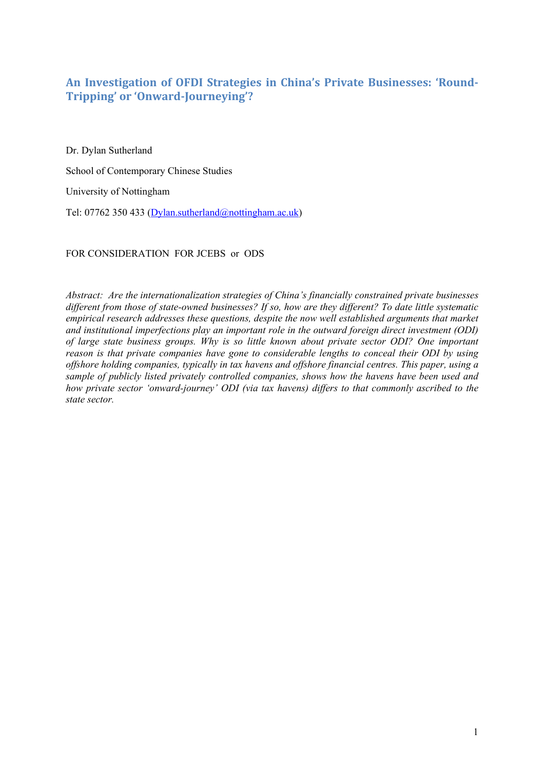# An Investigation of OFDI Strategies in China's Private Businesses: 'Round-Tripping' or 'Onward-Journeying'?

Dr. Dylan Sutherland

School of Contemporary Chinese Studies

University of Nottingham

Tel: 07762 350 433 (Dylan.sutherland@nottingham.ac.uk)

FOR CONSIDERATION FOR JCEBS or ODS

*Abstract: Are the internationalization strategies of China's financially constrained private businesses different from those of state-owned businesses? If so, how are they different? To date little systematic empirical research addresses these questions, despite the now well established arguments that market and institutional imperfections play an important role in the outward foreign direct investment (ODI) of large state business groups. Why is so little known about private sector ODI? One important reason is that private companies have gone to considerable lengths to conceal their ODI by using offshore holding companies, typically in tax havens and offshore financial centres. This paper, using a sample of publicly listed privately controlled companies, shows how the havens have been used and how private sector 'onward-journey' ODI (via tax havens) differs to that commonly ascribed to the state sector.*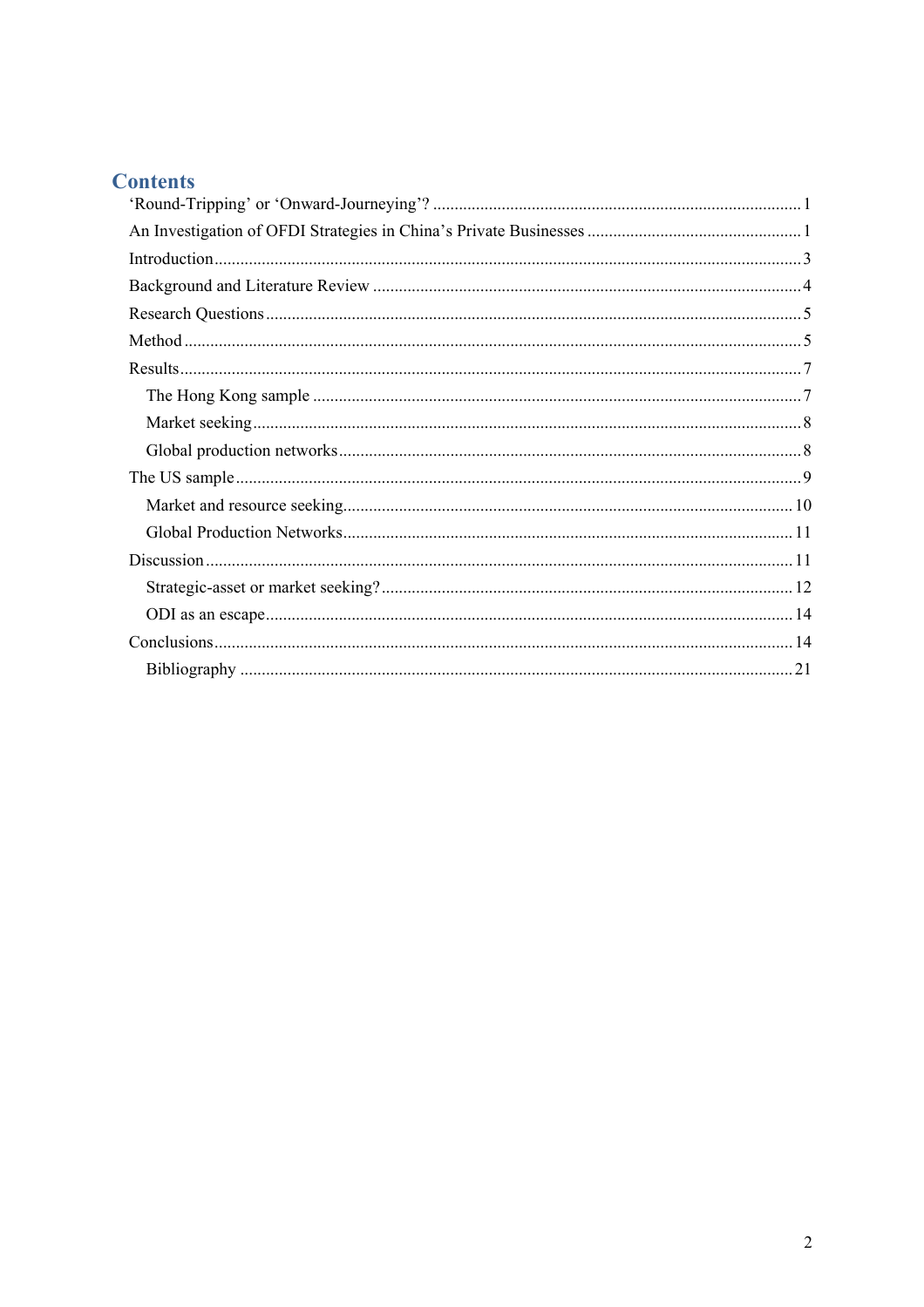# Contents

‘Round-Tripping’ or ‘Onward-Journeying’? ..... 1

An Investigation of OFDI Strategies in China’s Private Businesses ..... 1

Introduction ..... 3

Background and Literature Review ..... 4

Research Questions ..... 5

Method ..... 5

Results ..... 7

- The Hong Kong sample ..... 7
- Market seeking ..... 8
- Global production networks ..... 8

The US sample ..... 9

- Market and resource seeking ..... 10
- Global Production Networks ..... 11

Discussion ..... 11

- Strategic-asset or market seeking? ..... 12
- ODI as an escape ..... 14

Conclusions ..... 14

- Bibliography ..... 21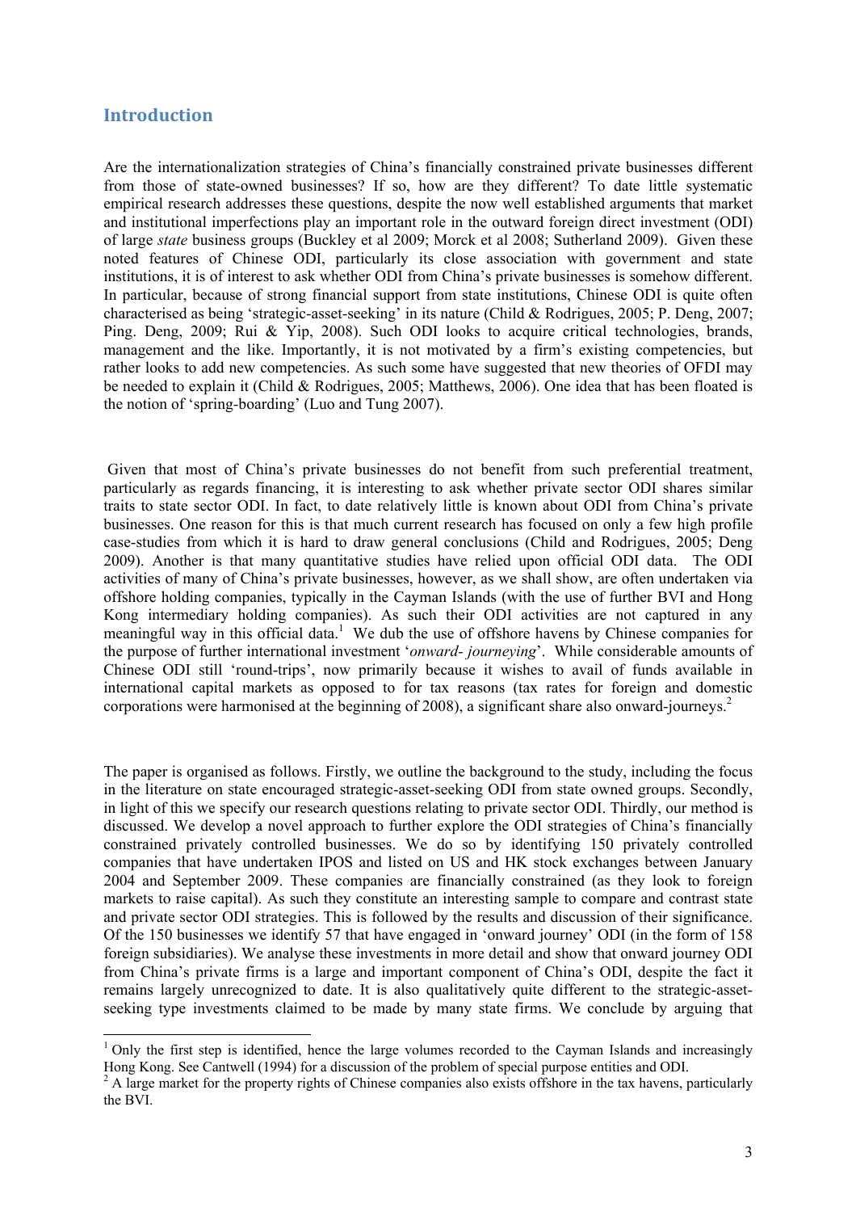## Introduction

Are the internationalization strategies of China's financially constrained private businesses different from those of state-owned businesses? If so, how are they different? To date little systematic empirical research addresses these questions, despite the now well established arguments that market and institutional imperfections play an important role in the outward foreign direct investment (ODI) of large *state* business groups (Buckley et al 2009; Morck et al 2008; Sutherland 2009). Given these noted features of Chinese ODI, particularly its close association with government and state institutions, it is of interest to ask whether ODI from China's private businesses is somehow different. In particular, because of strong financial support from state institutions, Chinese ODI is quite often characterised as being 'strategic-asset-seeking' in its nature (Child & Rodrigues, 2005; P. Deng, 2007; Ping. Deng, 2009; Rui & Yip, 2008). Such ODI looks to acquire critical technologies, brands, management and the like. Importantly, it is not motivated by a firm's existing competencies, but rather looks to add new competencies. As such some have suggested that new theories of OFDI may be needed to explain it (Child & Rodrigues, 2005; Matthews, 2006). One idea that has been floated is the notion of 'spring-boarding' (Luo and Tung 2007).

Given that most of China's private businesses do not benefit from such preferential treatment, particularly as regards financing, it is interesting to ask whether private sector ODI shares similar traits to state sector ODI. In fact, to date relatively little is known about ODI from China's private businesses. One reason for this is that much current research has focused on only a few high profile case-studies from which it is hard to draw general conclusions (Child and Rodrigues, 2005; Deng 2009). Another is that many quantitative studies have relied upon official ODI data. The ODI activities of many of China's private businesses, however, as we shall show, are often undertaken via offshore holding companies, typically in the Cayman Islands (with the use of further BVI and Hong Kong intermediary holding companies). As such their ODI activities are not captured in any meaningful way in this official data.[1] We dub the use of offshore havens by Chinese companies for the purpose of further international investment '*onward- journeying*'. While considerable amounts of Chinese ODI still 'round-trips', now primarily because it wishes to avail of funds available in international capital markets as opposed to for tax reasons (tax rates for foreign and domestic corporations were harmonised at the beginning of 2008), a significant share also onward-journeys.[2]

The paper is organised as follows. Firstly, we outline the background to the study, including the focus in the literature on state encouraged strategic-asset-seeking ODI from state owned groups. Secondly, in light of this we specify our research questions relating to private sector ODI. Thirdly, our method is discussed. We develop a novel approach to further explore the ODI strategies of China's financially constrained privately controlled businesses. We do so by identifying 150 privately controlled companies that have undertaken IPOS and listed on US and HK stock exchanges between January 2004 and September 2009. These companies are financially constrained (as they look to foreign markets to raise capital). As such they constitute an interesting sample to compare and contrast state and private sector ODI strategies. This is followed by the results and discussion of their significance. Of the 150 businesses we identify 57 that have engaged in 'onward journey' ODI (in the form of 158 foreign subsidiaries). We analyse these investments in more detail and show that onward journey ODI from China's private firms is a large and important component of China's ODI, despite the fact it remains largely unrecognized to date. It is also qualitatively quite different to the strategic-asset-seeking type investments claimed to be made by many state firms. We conclude by arguing that

---

[1] Only the first step is identified, hence the large volumes recorded to the Cayman Islands and increasingly Hong Kong. See Cantwell (1994) for a discussion of the problem of special purpose entities and ODI.

[2] A large market for the property rights of Chinese companies also exists offshore in the tax havens, particularly the BVI.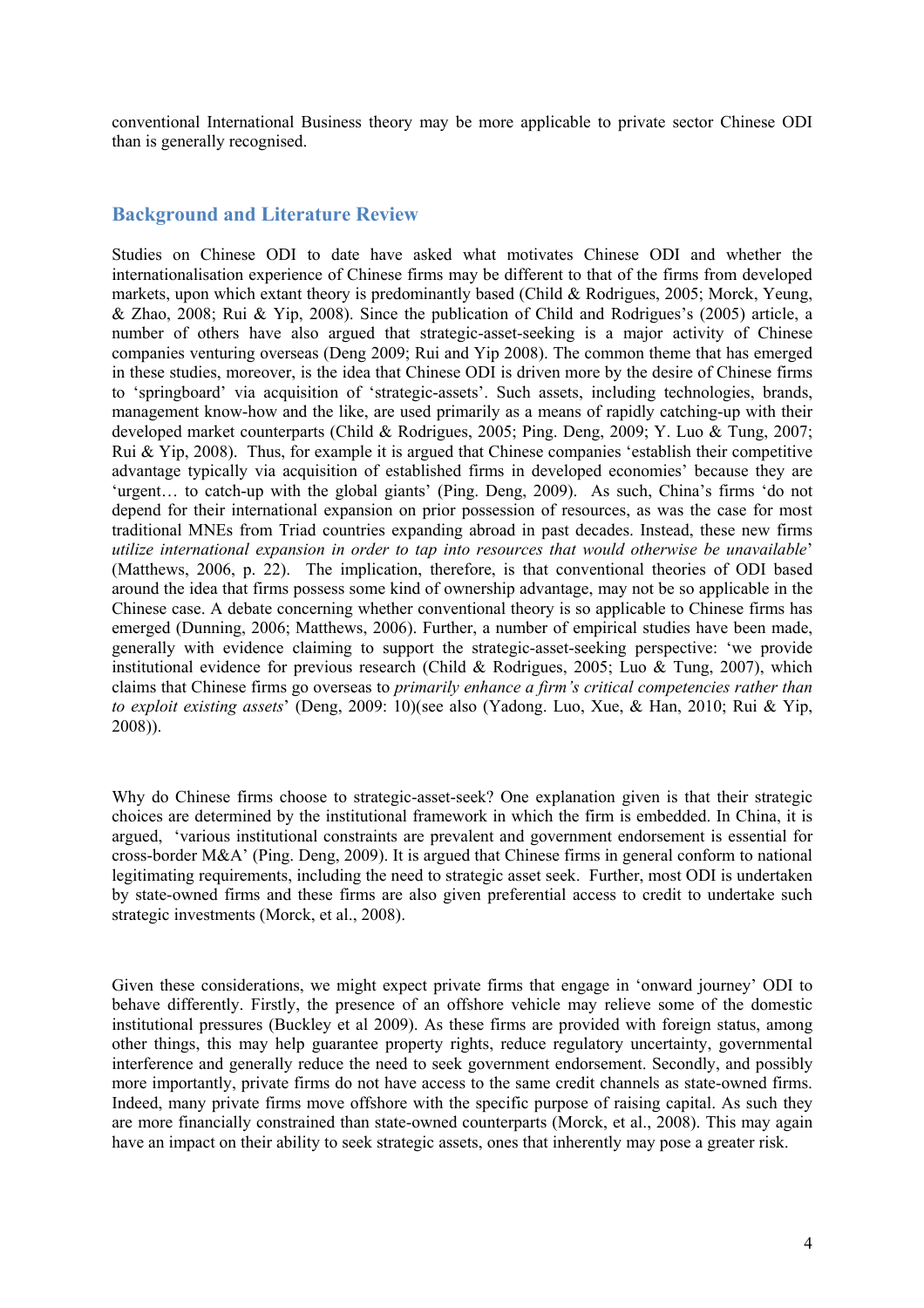conventional International Business theory may be more applicable to private sector Chinese ODI than is generally recognised.

## Background and Literature Review

Studies on Chinese ODI to date have asked what motivates Chinese ODI and whether the internationalisation experience of Chinese firms may be different to that of the firms from developed markets, upon which extant theory is predominantly based (Child & Rodrigues, 2005; Morck, Yeung, & Zhao, 2008; Rui & Yip, 2008). Since the publication of Child and Rodrigues's (2005) article, a number of others have also argued that strategic-asset-seeking is a major activity of Chinese companies venturing overseas (Deng 2009; Rui and Yip 2008). The common theme that has emerged in these studies, moreover, is the idea that Chinese ODI is driven more by the desire of Chinese firms to 'springboard' via acquisition of 'strategic-assets'. Such assets, including technologies, brands, management know-how and the like, are used primarily as a means of rapidly catching-up with their developed market counterparts (Child & Rodrigues, 2005; Ping. Deng, 2009; Y. Luo & Tung, 2007; Rui & Yip, 2008). Thus, for example it is argued that Chinese companies 'establish their competitive advantage typically via acquisition of established firms in developed economies' because they are 'urgent… to catch-up with the global giants' (Ping. Deng, 2009). As such, China's firms 'do not depend for their international expansion on prior possession of resources, as was the case for most traditional MNEs from Triad countries expanding abroad in past decades. Instead, these new firms *utilize international expansion in order to tap into resources that would otherwise be unavailable*' (Matthews, 2006, p. 22). The implication, therefore, is that conventional theories of ODI based around the idea that firms possess some kind of ownership advantage, may not be so applicable in the Chinese case. A debate concerning whether conventional theory is so applicable to Chinese firms has emerged (Dunning, 2006; Matthews, 2006). Further, a number of empirical studies have been made, generally with evidence claiming to support the strategic-asset-seeking perspective: 'we provide institutional evidence for previous research (Child & Rodrigues, 2005; Luo & Tung, 2007), which claims that Chinese firms go overseas to *primarily enhance a firm's critical competencies rather than to exploit existing assets*' (Deng, 2009: 10)(see also (Yadong. Luo, Xue, & Han, 2010; Rui & Yip, 2008)).

Why do Chinese firms choose to strategic-asset-seek? One explanation given is that their strategic choices are determined by the institutional framework in which the firm is embedded. In China, it is argued, 'various institutional constraints are prevalent and government endorsement is essential for cross-border M&A' (Ping. Deng, 2009). It is argued that Chinese firms in general conform to national legitimating requirements, including the need to strategic asset seek. Further, most ODI is undertaken by state-owned firms and these firms are also given preferential access to credit to undertake such strategic investments (Morck, et al., 2008).

Given these considerations, we might expect private firms that engage in 'onward journey' ODI to behave differently. Firstly, the presence of an offshore vehicle may relieve some of the domestic institutional pressures (Buckley et al 2009). As these firms are provided with foreign status, among other things, this may help guarantee property rights, reduce regulatory uncertainty, governmental interference and generally reduce the need to seek government endorsement. Secondly, and possibly more importantly, private firms do not have access to the same credit channels as state-owned firms. Indeed, many private firms move offshore with the specific purpose of raising capital. As such they are more financially constrained than state-owned counterparts (Morck, et al., 2008). This may again have an impact on their ability to seek strategic assets, ones that inherently may pose a greater risk.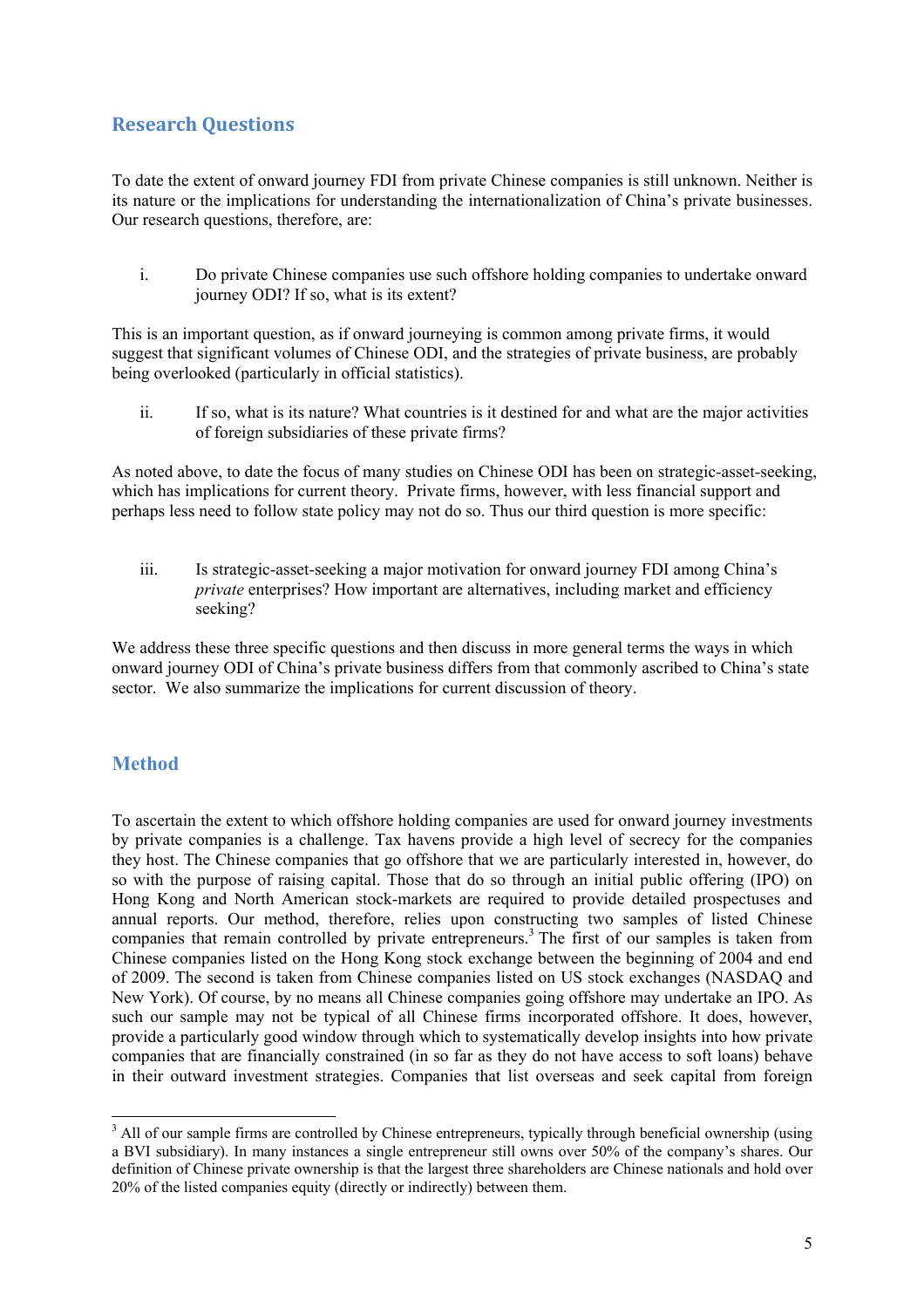## Research Questions

To date the extent of onward journey FDI from private Chinese companies is still unknown. Neither is its nature or the implications for understanding the internationalization of China's private businesses. Our research questions, therefore, are:

i. Do private Chinese companies use such offshore holding companies to undertake onward journey ODI? If so, what is its extent?

This is an important question, as if onward journeying is common among private firms, it would suggest that significant volumes of Chinese ODI, and the strategies of private business, are probably being overlooked (particularly in official statistics).

ii. If so, what is its nature? What countries is it destined for and what are the major activities of foreign subsidiaries of these private firms?

As noted above, to date the focus of many studies on Chinese ODI has been on strategic-asset-seeking, which has implications for current theory. Private firms, however, with less financial support and perhaps less need to follow state policy may not do so. Thus our third question is more specific:

iii. Is strategic-asset-seeking a major motivation for onward journey FDI among China's *private* enterprises? How important are alternatives, including market and efficiency seeking?

We address these three specific questions and then discuss in more general terms the ways in which onward journey ODI of China's private business differs from that commonly ascribed to China's state sector. We also summarize the implications for current discussion of theory.

## Method

To ascertain the extent to which offshore holding companies are used for onward journey investments by private companies is a challenge. Tax havens provide a high level of secrecy for the companies they host. The Chinese companies that go offshore that we are particularly interested in, however, do so with the purpose of raising capital. Those that do so through an initial public offering (IPO) on Hong Kong and North American stock-markets are required to provide detailed prospectuses and annual reports. Our method, therefore, relies upon constructing two samples of listed Chinese companies that remain controlled by private entrepreneurs.[3] The first of our samples is taken from Chinese companies listed on the Hong Kong stock exchange between the beginning of 2004 and end of 2009. The second is taken from Chinese companies listed on US stock exchanges (NASDAQ and New York). Of course, by no means all Chinese companies going offshore may undertake an IPO. As such our sample may not be typical of all Chinese firms incorporated offshore. It does, however, provide a particularly good window through which to systematically develop insights into how private companies that are financially constrained (in so far as they do not have access to soft loans) behave in their outward investment strategies. Companies that list overseas and seek capital from foreign

[3] All of our sample firms are controlled by Chinese entrepreneurs, typically through beneficial ownership (using a BVI subsidiary). In many instances a single entrepreneur still owns over 50% of the company's shares. Our definition of Chinese private ownership is that the largest three shareholders are Chinese nationals and hold over 20% of the listed companies equity (directly or indirectly) between them.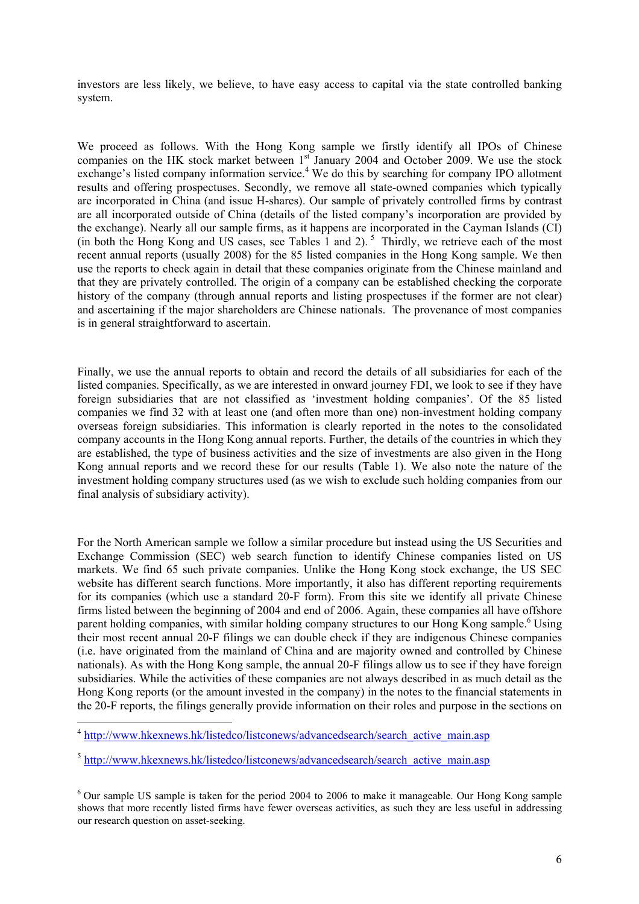investors are less likely, we believe, to have easy access to capital via the state controlled banking system.

We proceed as follows. With the Hong Kong sample we firstly identify all IPOs of Chinese companies on the HK stock market between 1st January 2004 and October 2009. We use the stock exchange's listed company information service.[4] We do this by searching for company IPO allotment results and offering prospectuses. Secondly, we remove all state-owned companies which typically are incorporated in China (and issue H-shares). Our sample of privately controlled firms by contrast are all incorporated outside of China (details of the listed company's incorporation are provided by the exchange). Nearly all our sample firms, as it happens are incorporated in the Cayman Islands (CI) (in both the Hong Kong and US cases, see Tables 1 and 2).[5] Thirdly, we retrieve each of the most recent annual reports (usually 2008) for the 85 listed companies in the Hong Kong sample. We then use the reports to check again in detail that these companies originate from the Chinese mainland and that they are privately controlled. The origin of a company can be established checking the corporate history of the company (through annual reports and listing prospectuses if the former are not clear) and ascertaining if the major shareholders are Chinese nationals. The provenance of most companies is in general straightforward to ascertain.

Finally, we use the annual reports to obtain and record the details of all subsidiaries for each of the listed companies. Specifically, as we are interested in onward journey FDI, we look to see if they have foreign subsidiaries that are not classified as 'investment holding companies'. Of the 85 listed companies we find 32 with at least one (and often more than one) non-investment holding company overseas foreign subsidiaries. This information is clearly reported in the notes to the consolidated company accounts in the Hong Kong annual reports. Further, the details of the countries in which they are established, the type of business activities and the size of investments are also given in the Hong Kong annual reports and we record these for our results (Table 1). We also note the nature of the investment holding company structures used (as we wish to exclude such holding companies from our final analysis of subsidiary activity).

For the North American sample we follow a similar procedure but instead using the US Securities and Exchange Commission (SEC) web search function to identify Chinese companies listed on US markets. We find 65 such private companies. Unlike the Hong Kong stock exchange, the US SEC website has different search functions. More importantly, it also has different reporting requirements for its companies (which use a standard 20-F form). From this site we identify all private Chinese firms listed between the beginning of 2004 and end of 2006. Again, these companies all have offshore parent holding companies, with similar holding company structures to our Hong Kong sample.[6] Using their most recent annual 20-F filings we can double check if they are indigenous Chinese companies (i.e. have originated from the mainland of China and are majority owned and controlled by Chinese nationals). As with the Hong Kong sample, the annual 20-F filings allow us to see if they have foreign subsidiaries. While the activities of these companies are not always described in as much detail as the Hong Kong reports (or the amount invested in the company) in the notes to the financial statements in the 20-F reports, the filings generally provide information on their roles and purpose in the sections on

---

[4] http://www.hkexnews.hk/listedco/listconews/advancedsearch/search_active_main.asp

[5] http://www.hkexnews.hk/listedco/listconews/advancedsearch/search_active_main.asp

[6] Our sample US sample is taken for the period 2004 to 2006 to make it manageable. Our Hong Kong sample shows that more recently listed firms have fewer overseas activities, as such they are less useful in addressing our research question on asset-seeking.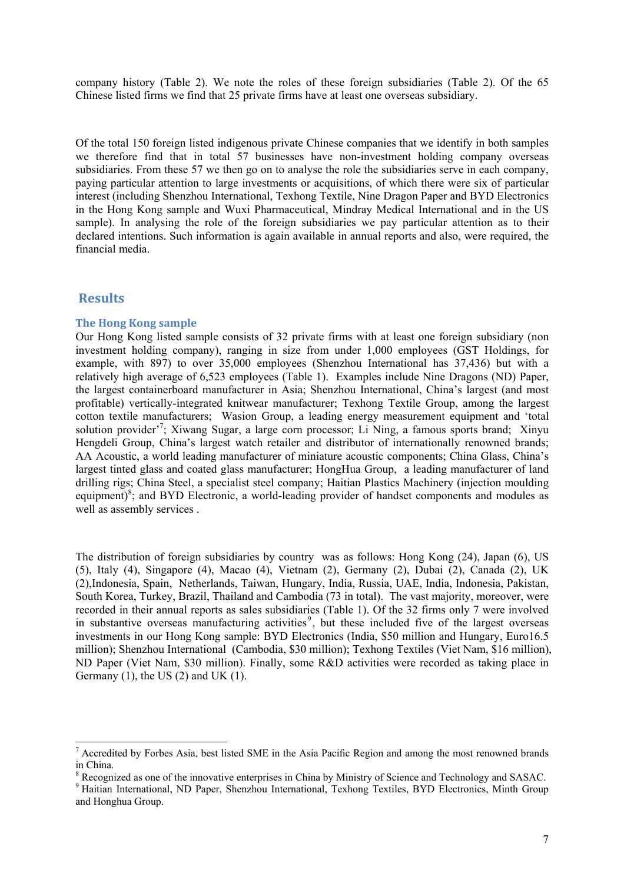company history (Table 2). We note the roles of these foreign subsidiaries (Table 2). Of the 65 Chinese listed firms we find that 25 private firms have at least one overseas subsidiary.

Of the total 150 foreign listed indigenous private Chinese companies that we identify in both samples we therefore find that in total 57 businesses have non-investment holding company overseas subsidiaries. From these 57 we then go on to analyse the role the subsidiaries serve in each company, paying particular attention to large investments or acquisitions, of which there were six of particular interest (including Shenzhou International, Texhong Textile, Nine Dragon Paper and BYD Electronics in the Hong Kong sample and Wuxi Pharmaceutical, Mindray Medical International and in the US sample). In analysing the role of the foreign subsidiaries we pay particular attention as to their declared intentions. Such information is again available in annual reports and also, were required, the financial media.

## Results

### The Hong Kong sample

Our Hong Kong listed sample consists of 32 private firms with at least one foreign subsidiary (non investment holding company), ranging in size from under 1,000 employees (GST Holdings, for example, with 897) to over 35,000 employees (Shenzhou International has 37,436) but with a relatively high average of 6,523 employees (Table 1). Examples include Nine Dragons (ND) Paper, the largest containerboard manufacturer in Asia; Shenzhou International, China's largest (and most profitable) vertically-integrated knitwear manufacturer; Texhong Textile Group, among the largest cotton textile manufacturers; Wasion Group, a leading energy measurement equipment and 'total solution provider'[7]; Xiwang Sugar, a large corn processor; Li Ning, a famous sports brand; Xinyu Hengdeli Group, China's largest watch retailer and distributor of internationally renowned brands; AA Acoustic, a world leading manufacturer of miniature acoustic components; China Glass, China's largest tinted glass and coated glass manufacturer; HongHua Group, a leading manufacturer of land drilling rigs; China Steel, a specialist steel company; Haitian Plastics Machinery (injection moulding equipment)[8]; and BYD Electronic, a world-leading provider of handset components and modules as well as assembly services .

The distribution of foreign subsidiaries by country was as follows: Hong Kong (24), Japan (6), US (5), Italy (4), Singapore (4), Macao (4), Vietnam (2), Germany (2), Dubai (2), Canada (2), UK (2),Indonesia, Spain, Netherlands, Taiwan, Hungary, India, Russia, UAE, India, Indonesia, Pakistan, South Korea, Turkey, Brazil, Thailand and Cambodia (73 in total). The vast majority, moreover, were recorded in their annual reports as sales subsidiaries (Table 1). Of the 32 firms only 7 were involved in substantive overseas manufacturing activities[9], but these included five of the largest overseas investments in our Hong Kong sample: BYD Electronics (India, $50 million and Hungary, Euro16.5 million); Shenzhou International (Cambodia, $30 million); Texhong Textiles (Viet Nam, $16 million), ND Paper (Viet Nam, $30 million). Finally, some R&D activities were recorded as taking place in Germany (1), the US (2) and UK (1).

---

[7] Accredited by Forbes Asia, best listed SME in the Asia Pacific Region and among the most renowned brands in China.

[8] Recognized as one of the innovative enterprises in China by Ministry of Science and Technology and SASAC.

[9] Haitian International, ND Paper, Shenzhou International, Texhong Textiles, BYD Electronics, Minth Group and Honghua Group.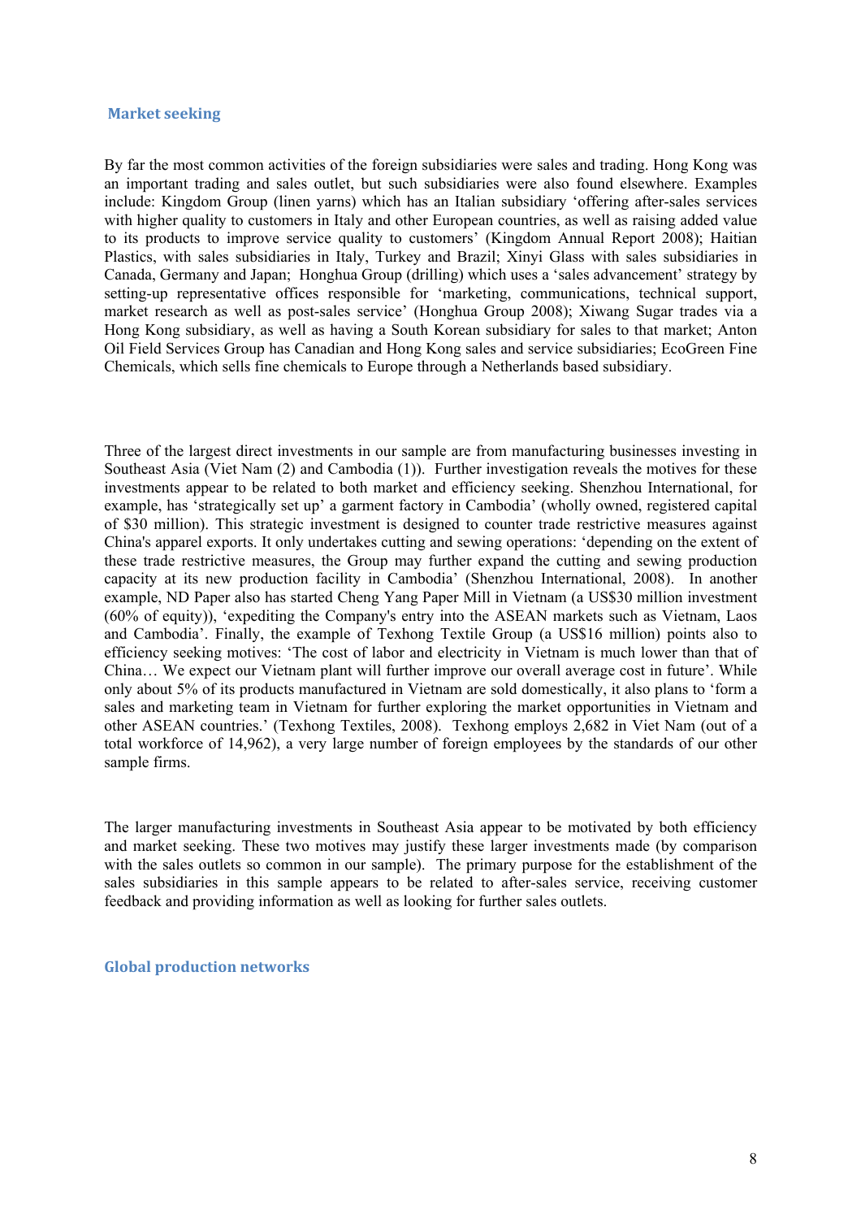## Market seeking

By far the most common activities of the foreign subsidiaries were sales and trading. Hong Kong was an important trading and sales outlet, but such subsidiaries were also found elsewhere. Examples include: Kingdom Group (linen yarns) which has an Italian subsidiary 'offering after-sales services with higher quality to customers in Italy and other European countries, as well as raising added value to its products to improve service quality to customers' (Kingdom Annual Report 2008); Haitian Plastics, with sales subsidiaries in Italy, Turkey and Brazil; Xinyi Glass with sales subsidiaries in Canada, Germany and Japan; Honghua Group (drilling) which uses a 'sales advancement' strategy by setting-up representative offices responsible for 'marketing, communications, technical support, market research as well as post-sales service' (Honghua Group 2008); Xiwang Sugar trades via a Hong Kong subsidiary, as well as having a South Korean subsidiary for sales to that market; Anton Oil Field Services Group has Canadian and Hong Kong sales and service subsidiaries; EcoGreen Fine Chemicals, which sells fine chemicals to Europe through a Netherlands based subsidiary.

Three of the largest direct investments in our sample are from manufacturing businesses investing in Southeast Asia (Viet Nam (2) and Cambodia (1)). Further investigation reveals the motives for these investments appear to be related to both market and efficiency seeking. Shenzhou International, for example, has 'strategically set up' a garment factory in Cambodia' (wholly owned, registered capital of $30 million). This strategic investment is designed to counter trade restrictive measures against China's apparel exports. It only undertakes cutting and sewing operations: 'depending on the extent of these trade restrictive measures, the Group may further expand the cutting and sewing production capacity at its new production facility in Cambodia' (Shenzhou International, 2008). In another example, ND Paper also has started Cheng Yang Paper Mill in Vietnam (a US$30 million investment (60% of equity)), 'expediting the Company's entry into the ASEAN markets such as Vietnam, Laos and Cambodia'. Finally, the example of Texhong Textile Group (a US$16 million) points also to efficiency seeking motives: 'The cost of labor and electricity in Vietnam is much lower than that of China… We expect our Vietnam plant will further improve our overall average cost in future'. While only about 5% of its products manufactured in Vietnam are sold domestically, it also plans to 'form a sales and marketing team in Vietnam for further exploring the market opportunities in Vietnam and other ASEAN countries.' (Texhong Textiles, 2008). Texhong employs 2,682 in Viet Nam (out of a total workforce of 14,962), a very large number of foreign employees by the standards of our other sample firms.

The larger manufacturing investments in Southeast Asia appear to be motivated by both efficiency and market seeking. These two motives may justify these larger investments made (by comparison with the sales outlets so common in our sample). The primary purpose for the establishment of the sales subsidiaries in this sample appears to be related to after-sales service, receiving customer feedback and providing information as well as looking for further sales outlets.

## Global production networks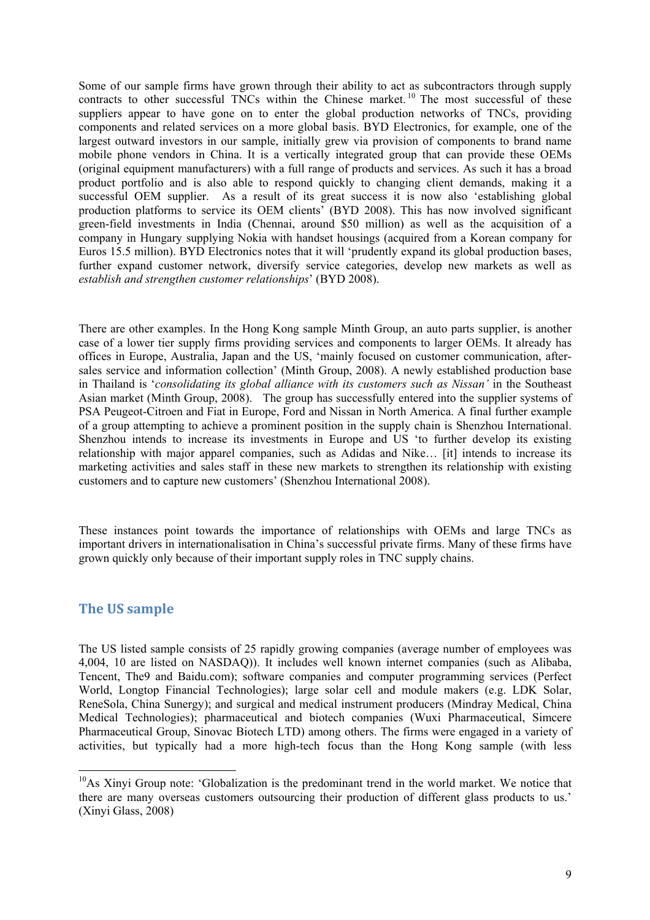Some of our sample firms have grown through their ability to act as subcontractors through supply contracts to other successful TNCs within the Chinese market.[10] The most successful of these suppliers appear to have gone on to enter the global production networks of TNCs, providing components and related services on a more global basis. BYD Electronics, for example, one of the largest outward investors in our sample, initially grew via provision of components to brand name mobile phone vendors in China. It is a vertically integrated group that can provide these OEMs (original equipment manufacturers) with a full range of products and services. As such it has a broad product portfolio and is also able to respond quickly to changing client demands, making it a successful OEM supplier. As a result of its great success it is now also 'establishing global production platforms to service its OEM clients' (BYD 2008). This has now involved significant green-field investments in India (Chennai, around \$50 million) as well as the acquisition of a company in Hungary supplying Nokia with handset housings (acquired from a Korean company for Euros 15.5 million). BYD Electronics notes that it will 'prudently expand its global production bases, further expand customer network, diversify service categories, develop new markets as well as *establish and strengthen customer relationships*' (BYD 2008).

There are other examples. In the Hong Kong sample Minth Group, an auto parts supplier, is another case of a lower tier supply firms providing services and components to larger OEMs. It already has offices in Europe, Australia, Japan and the US, 'mainly focused on customer communication, after-sales service and information collection' (Minth Group, 2008). A newly established production base in Thailand is '*consolidating its global alliance with its customers such as Nissan'* in the Southeast Asian market (Minth Group, 2008). The group has successfully entered into the supplier systems of PSA Peugeot-Citroen and Fiat in Europe, Ford and Nissan in North America. A final further example of a group attempting to achieve a prominent position in the supply chain is Shenzhou International. Shenzhou intends to increase its investments in Europe and US 'to further develop its existing relationship with major apparel companies, such as Adidas and Nike… [it] intends to increase its marketing activities and sales staff in these new markets to strengthen its relationship with existing customers and to capture new customers' (Shenzhou International 2008).

These instances point towards the importance of relationships with OEMs and large TNCs as important drivers in internationalisation in China's successful private firms. Many of these firms have grown quickly only because of their important supply roles in TNC supply chains.

## The US sample

The US listed sample consists of 25 rapidly growing companies (average number of employees was 4,004, 10 are listed on NASDAQ)). It includes well known internet companies (such as Alibaba, Tencent, The9 and Baidu.com); software companies and computer programming services (Perfect World, Longtop Financial Technologies); large solar cell and module makers (e.g. LDK Solar, ReneSola, China Sunergy); and surgical and medical instrument producers (Mindray Medical, China Medical Technologies); pharmaceutical and biotech companies (Wuxi Pharmaceutical, Simcere Pharmaceutical Group, Sinovac Biotech LTD) among others. The firms were engaged in a variety of activities, but typically had a more high-tech focus than the Hong Kong sample (with less

[10] As Xinyi Group note: 'Globalization is the predominant trend in the world market. We notice that there are many overseas customers outsourcing their production of different glass products to us.' (Xinyi Glass, 2008)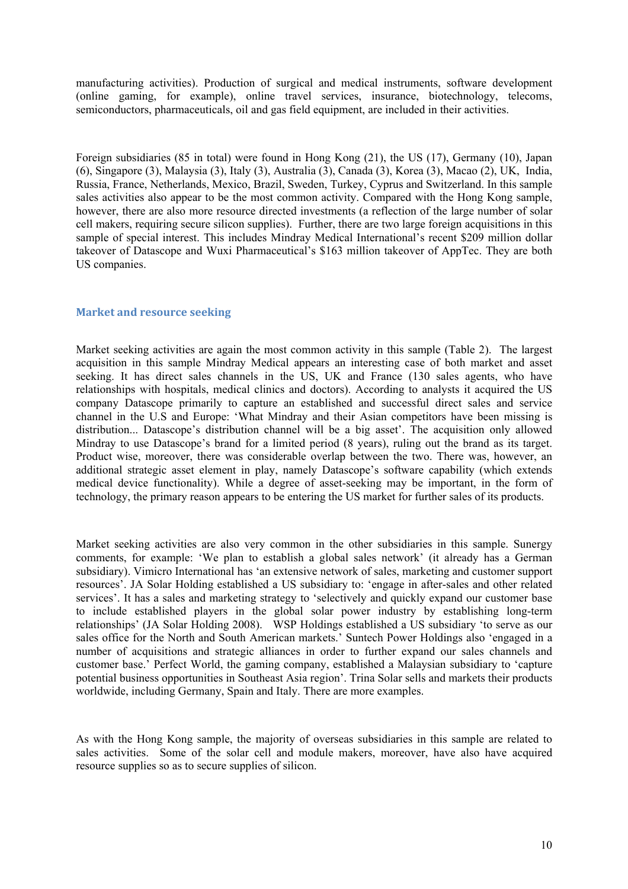manufacturing activities). Production of surgical and medical instruments, software development (online gaming, for example), online travel services, insurance, biotechnology, telecoms, semiconductors, pharmaceuticals, oil and gas field equipment, are included in their activities.

Foreign subsidiaries (85 in total) were found in Hong Kong (21), the US (17), Germany (10), Japan (6), Singapore (3), Malaysia (3), Italy (3), Australia (3), Canada (3), Korea (3), Macao (2), UK, India, Russia, France, Netherlands, Mexico, Brazil, Sweden, Turkey, Cyprus and Switzerland. In this sample sales activities also appear to be the most common activity. Compared with the Hong Kong sample, however, there are also more resource directed investments (a reflection of the large number of solar cell makers, requiring secure silicon supplies). Further, there are two large foreign acquisitions in this sample of special interest. This includes Mindray Medical International's recent $209 million dollar takeover of Datascope and Wuxi Pharmaceutical's $163 million takeover of AppTec. They are both US companies.

## Market and resource seeking

Market seeking activities are again the most common activity in this sample (Table 2). The largest acquisition in this sample Mindray Medical appears an interesting case of both market and asset seeking. It has direct sales channels in the US, UK and France (130 sales agents, who have relationships with hospitals, medical clinics and doctors). According to analysts it acquired the US company Datascope primarily to capture an established and successful direct sales and service channel in the U.S and Europe: 'What Mindray and their Asian competitors have been missing is distribution... Datascope's distribution channel will be a big asset'. The acquisition only allowed Mindray to use Datascope's brand for a limited period (8 years), ruling out the brand as its target. Product wise, moreover, there was considerable overlap between the two. There was, however, an additional strategic asset element in play, namely Datascope's software capability (which extends medical device functionality). While a degree of asset-seeking may be important, in the form of technology, the primary reason appears to be entering the US market for further sales of its products.

Market seeking activities are also very common in the other subsidiaries in this sample. Sunergy comments, for example: 'We plan to establish a global sales network' (it already has a German subsidiary). Vimicro International has 'an extensive network of sales, marketing and customer support resources'. JA Solar Holding established a US subsidiary to: 'engage in after-sales and other related services'. It has a sales and marketing strategy to 'selectively and quickly expand our customer base to include established players in the global solar power industry by establishing long-term relationships' (JA Solar Holding 2008). WSP Holdings established a US subsidiary 'to serve as our sales office for the North and South American markets.' Suntech Power Holdings also 'engaged in a number of acquisitions and strategic alliances in order to further expand our sales channels and customer base.' Perfect World, the gaming company, established a Malaysian subsidiary to 'capture potential business opportunities in Southeast Asia region'. Trina Solar sells and markets their products worldwide, including Germany, Spain and Italy. There are more examples.

As with the Hong Kong sample, the majority of overseas subsidiaries in this sample are related to sales activities. Some of the solar cell and module makers, moreover, have also have acquired resource supplies so as to secure supplies of silicon.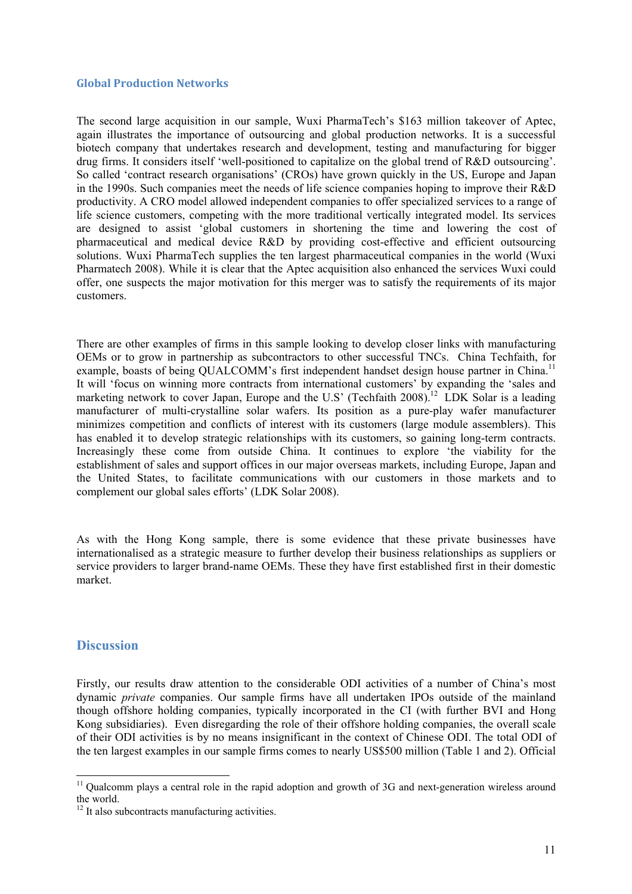## Global Production Networks

The second large acquisition in our sample, Wuxi PharmaTech's $163 million takeover of Aptec, again illustrates the importance of outsourcing and global production networks. It is a successful biotech company that undertakes research and development, testing and manufacturing for bigger drug firms. It considers itself 'well-positioned to capitalize on the global trend of R&D outsourcing'. So called 'contract research organisations' (CROs) have grown quickly in the US, Europe and Japan in the 1990s. Such companies meet the needs of life science companies hoping to improve their R&D productivity. A CRO model allowed independent companies to offer specialized services to a range of life science customers, competing with the more traditional vertically integrated model. Its services are designed to assist 'global customers in shortening the time and lowering the cost of pharmaceutical and medical device R&D by providing cost-effective and efficient outsourcing solutions. Wuxi PharmaTech supplies the ten largest pharmaceutical companies in the world (Wuxi Pharmatech 2008). While it is clear that the Aptec acquisition also enhanced the services Wuxi could offer, one suspects the major motivation for this merger was to satisfy the requirements of its major customers.

There are other examples of firms in this sample looking to develop closer links with manufacturing OEMs or to grow in partnership as subcontractors to other successful TNCs. China Techfaith, for example, boasts of being QUALCOMM's first independent handset design house partner in China.[11] It will 'focus on winning more contracts from international customers' by expanding the 'sales and marketing network to cover Japan, Europe and the U.S' (Techfaith 2008).[12] LDK Solar is a leading manufacturer of multi-crystalline solar wafers. Its position as a pure-play wafer manufacturer minimizes competition and conflicts of interest with its customers (large module assemblers). This has enabled it to develop strategic relationships with its customers, so gaining long-term contracts. Increasingly these come from outside China. It continues to explore 'the viability for the establishment of sales and support offices in our major overseas markets, including Europe, Japan and the United States, to facilitate communications with our customers in those markets and to complement our global sales efforts' (LDK Solar 2008).

As with the Hong Kong sample, there is some evidence that these private businesses have internationalised as a strategic measure to further develop their business relationships as suppliers or service providers to larger brand-name OEMs. These they have first established first in their domestic market.

## Discussion

Firstly, our results draw attention to the considerable ODI activities of a number of China's most dynamic *private* companies. Our sample firms have all undertaken IPOs outside of the mainland though offshore holding companies, typically incorporated in the CI (with further BVI and Hong Kong subsidiaries). Even disregarding the role of their offshore holding companies, the overall scale of their ODI activities is by no means insignificant in the context of Chinese ODI. The total ODI of the ten largest examples in our sample firms comes to nearly US$500 million (Table 1 and 2). Official

---

[11] Qualcomm plays a central role in the rapid adoption and growth of 3G and next-generation wireless around the world.

[12] It also subcontracts manufacturing activities.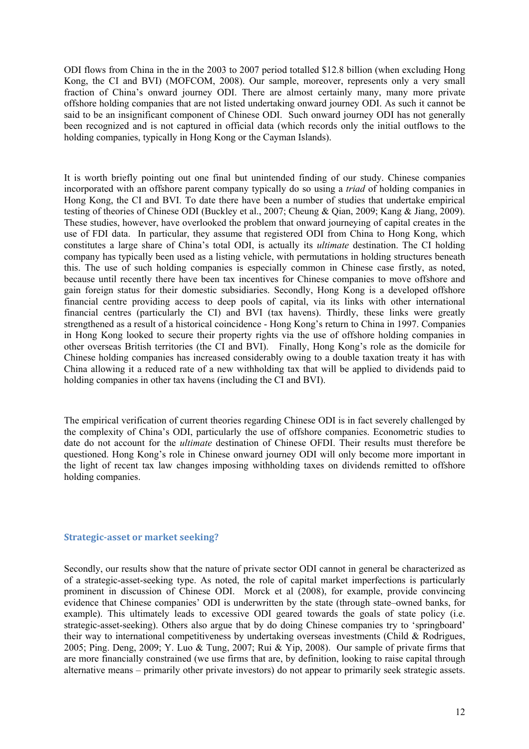ODI flows from China in the in the 2003 to 2007 period totalled $12.8 billion (when excluding Hong Kong, the CI and BVI) (MOFCOM, 2008). Our sample, moreover, represents only a very small fraction of China's onward journey ODI. There are almost certainly many, many more private offshore holding companies that are not listed undertaking onward journey ODI. As such it cannot be said to be an insignificant component of Chinese ODI. Such onward journey ODI has not generally been recognized and is not captured in official data (which records only the initial outflows to the holding companies, typically in Hong Kong or the Cayman Islands).

It is worth briefly pointing out one final but unintended finding of our study. Chinese companies incorporated with an offshore parent company typically do so using a *triad* of holding companies in Hong Kong, the CI and BVI. To date there have been a number of studies that undertake empirical testing of theories of Chinese ODI (Buckley et al., 2007; Cheung & Qian, 2009; Kang & Jiang, 2009). These studies, however, have overlooked the problem that onward journeying of capital creates in the use of FDI data. In particular, they assume that registered ODI from China to Hong Kong, which constitutes a large share of China's total ODI, is actually its *ultimate* destination. The CI holding company has typically been used as a listing vehicle, with permutations in holding structures beneath this. The use of such holding companies is especially common in Chinese case firstly, as noted, because until recently there have been tax incentives for Chinese companies to move offshore and gain foreign status for their domestic subsidiaries. Secondly, Hong Kong is a developed offshore financial centre providing access to deep pools of capital, via its links with other international financial centres (particularly the CI) and BVI (tax havens). Thirdly, these links were greatly strengthened as a result of a historical coincidence - Hong Kong's return to China in 1997. Companies in Hong Kong looked to secure their property rights via the use of offshore holding companies in other overseas British territories (the CI and BVI). Finally, Hong Kong's role as the domicile for Chinese holding companies has increased considerably owing to a double taxation treaty it has with China allowing it a reduced rate of a new withholding tax that will be applied to dividends paid to holding companies in other tax havens (including the CI and BVI).

The empirical verification of current theories regarding Chinese ODI is in fact severely challenged by the complexity of China's ODI, particularly the use of offshore companies. Econometric studies to date do not account for the *ultimate* destination of Chinese OFDI. Their results must therefore be questioned. Hong Kong's role in Chinese onward journey ODI will only become more important in the light of recent tax law changes imposing withholding taxes on dividends remitted to offshore holding companies.

## Strategic-asset or market seeking?

Secondly, our results show that the nature of private sector ODI cannot in general be characterized as of a strategic-asset-seeking type. As noted, the role of capital market imperfections is particularly prominent in discussion of Chinese ODI. Morck et al (2008), for example, provide convincing evidence that Chinese companies' ODI is underwritten by the state (through state–owned banks, for example). This ultimately leads to excessive ODI geared towards the goals of state policy (i.e. strategic-asset-seeking). Others also argue that by do doing Chinese companies try to 'springboard' their way to international competitiveness by undertaking overseas investments (Child & Rodrigues, 2005; Ping. Deng, 2009; Y. Luo & Tung, 2007; Rui & Yip, 2008). Our sample of private firms that are more financially constrained (we use firms that are, by definition, looking to raise capital through alternative means – primarily other private investors) do not appear to primarily seek strategic assets.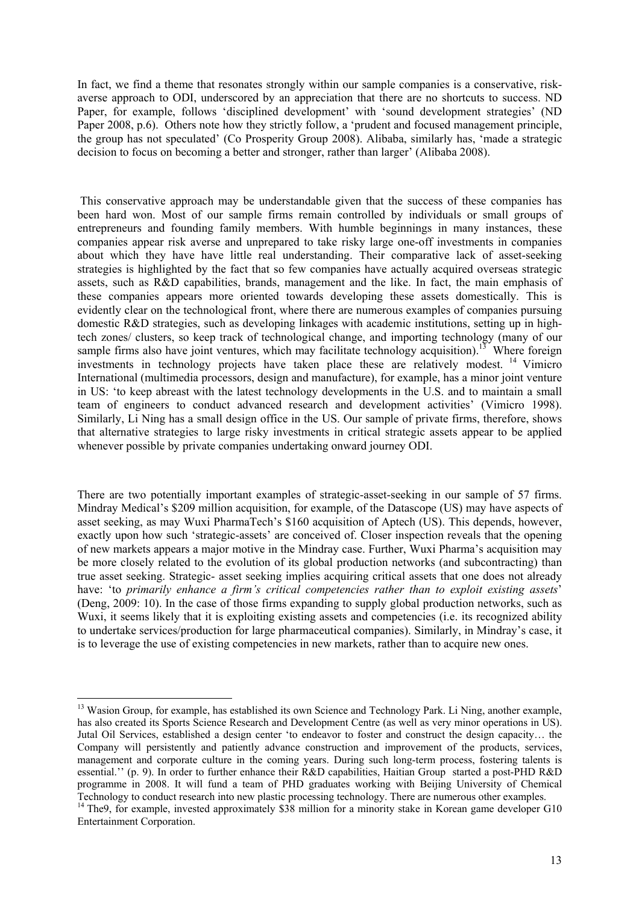In fact, we find a theme that resonates strongly within our sample companies is a conservative, risk-averse approach to ODI, underscored by an appreciation that there are no shortcuts to success. ND Paper, for example, follows 'disciplined development' with 'sound development strategies' (ND Paper 2008, p.6). Others note how they strictly follow, a 'prudent and focused management principle, the group has not speculated' (Co Prosperity Group 2008). Alibaba, similarly has, 'made a strategic decision to focus on becoming a better and stronger, rather than larger' (Alibaba 2008).

This conservative approach may be understandable given that the success of these companies has been hard won. Most of our sample firms remain controlled by individuals or small groups of entrepreneurs and founding family members. With humble beginnings in many instances, these companies appear risk averse and unprepared to take risky large one-off investments in companies about which they have have little real understanding. Their comparative lack of asset-seeking strategies is highlighted by the fact that so few companies have actually acquired overseas strategic assets, such as R&D capabilities, brands, management and the like. In fact, the main emphasis of these companies appears more oriented towards developing these assets domestically. This is evidently clear on the technological front, where there are numerous examples of companies pursuing domestic R&D strategies, such as developing linkages with academic institutions, setting up in high-tech zones/ clusters, so keep track of technological change, and importing technology (many of our sample firms also have joint ventures, which may facilitate technology acquisition).[13] Where foreign investments in technology projects have taken place these are relatively modest. [14] Vimicro International (multimedia processors, design and manufacture), for example, has a minor joint venture in US: 'to keep abreast with the latest technology developments in the U.S. and to maintain a small team of engineers to conduct advanced research and development activities' (Vimicro 1998). Similarly, Li Ning has a small design office in the US. Our sample of private firms, therefore, shows that alternative strategies to large risky investments in critical strategic assets appear to be applied whenever possible by private companies undertaking onward journey ODI.

There are two potentially important examples of strategic-asset-seeking in our sample of 57 firms. Mindray Medical's \$209 million acquisition, for example, of the Datascope (US) may have aspects of asset seeking, as may Wuxi PharmaTech's \$160 acquisition of Aptech (US). This depends, however, exactly upon how such 'strategic-assets' are conceived of. Closer inspection reveals that the opening of new markets appears a major motive in the Mindray case. Further, Wuxi Pharma's acquisition may be more closely related to the evolution of its global production networks (and subcontracting) than true asset seeking. Strategic- asset seeking implies acquiring critical assets that one does not already have: 'to *primarily enhance a firm's critical competencies rather than to exploit existing assets*' (Deng, 2009: 10). In the case of those firms expanding to supply global production networks, such as Wuxi, it seems likely that it is exploiting existing assets and competencies (i.e. its recognized ability to undertake services/production for large pharmaceutical companies). Similarly, in Mindray's case, it is to leverage the use of existing competencies in new markets, rather than to acquire new ones.

---

[13] Wasion Group, for example, has established its own Science and Technology Park. Li Ning, another example, has also created its Sports Science Research and Development Centre (as well as very minor operations in US). Jutal Oil Services, established a design center 'to endeavor to foster and construct the design capacity… the Company will persistently and patiently advance construction and improvement of the products, services, management and corporate culture in the coming years. During such long-term process, fostering talents is essential.'' (p. 9). In order to further enhance their R&D capabilities, Haitian Group started a post-PHD R&D programme in 2008. It will fund a team of PHD graduates working with Beijing University of Chemical Technology to conduct research into new plastic processing technology. There are numerous other examples.

[14] The9, for example, invested approximately \$38 million for a minority stake in Korean game developer G10 Entertainment Corporation.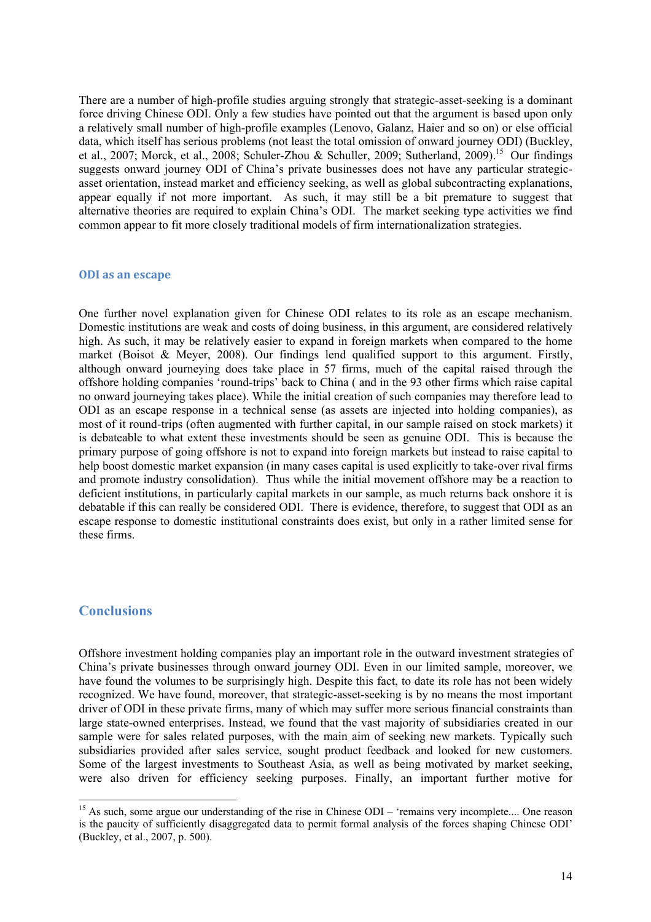There are a number of high-profile studies arguing strongly that strategic-asset-seeking is a dominant force driving Chinese ODI. Only a few studies have pointed out that the argument is based upon only a relatively small number of high-profile examples (Lenovo, Galanz, Haier and so on) or else official data, which itself has serious problems (not least the total omission of onward journey ODI) (Buckley, et al., 2007; Morck, et al., 2008; Schuler-Zhou & Schuller, 2009; Sutherland, 2009).[15] Our findings suggests onward journey ODI of China's private businesses does not have any particular strategic-asset orientation, instead market and efficiency seeking, as well as global subcontracting explanations, appear equally if not more important. As such, it may still be a bit premature to suggest that alternative theories are required to explain China's ODI. The market seeking type activities we find common appear to fit more closely traditional models of firm internationalization strategies.

### ODI as an escape

One further novel explanation given for Chinese ODI relates to its role as an escape mechanism. Domestic institutions are weak and costs of doing business, in this argument, are considered relatively high. As such, it may be relatively easier to expand in foreign markets when compared to the home market (Boisot & Meyer, 2008). Our findings lend qualified support to this argument. Firstly, although onward journeying does take place in 57 firms, much of the capital raised through the offshore holding companies 'round-trips' back to China ( and in the 93 other firms which raise capital no onward journeying takes place). While the initial creation of such companies may therefore lead to ODI as an escape response in a technical sense (as assets are injected into holding companies), as most of it round-trips (often augmented with further capital, in our sample raised on stock markets) it is debateable to what extent these investments should be seen as genuine ODI. This is because the primary purpose of going offshore is not to expand into foreign markets but instead to raise capital to help boost domestic market expansion (in many cases capital is used explicitly to take-over rival firms and promote industry consolidation). Thus while the initial movement offshore may be a reaction to deficient institutions, in particularly capital markets in our sample, as much returns back onshore it is debatable if this can really be considered ODI. There is evidence, therefore, to suggest that ODI as an escape response to domestic institutional constraints does exist, but only in a rather limited sense for these firms.

## Conclusions

Offshore investment holding companies play an important role in the outward investment strategies of China's private businesses through onward journey ODI. Even in our limited sample, moreover, we have found the volumes to be surprisingly high. Despite this fact, to date its role has not been widely recognized. We have found, moreover, that strategic-asset-seeking is by no means the most important driver of ODI in these private firms, many of which may suffer more serious financial constraints than large state-owned enterprises. Instead, we found that the vast majority of subsidiaries created in our sample were for sales related purposes, with the main aim of seeking new markets. Typically such subsidiaries provided after sales service, sought product feedback and looked for new customers. Some of the largest investments to Southeast Asia, as well as being motivated by market seeking, were also driven for efficiency seeking purposes. Finally, an important further motive for

[15] As such, some argue our understanding of the rise in Chinese ODI – 'remains very incomplete.... One reason is the paucity of sufficiently disaggregated data to permit formal analysis of the forces shaping Chinese ODI' (Buckley, et al., 2007, p. 500).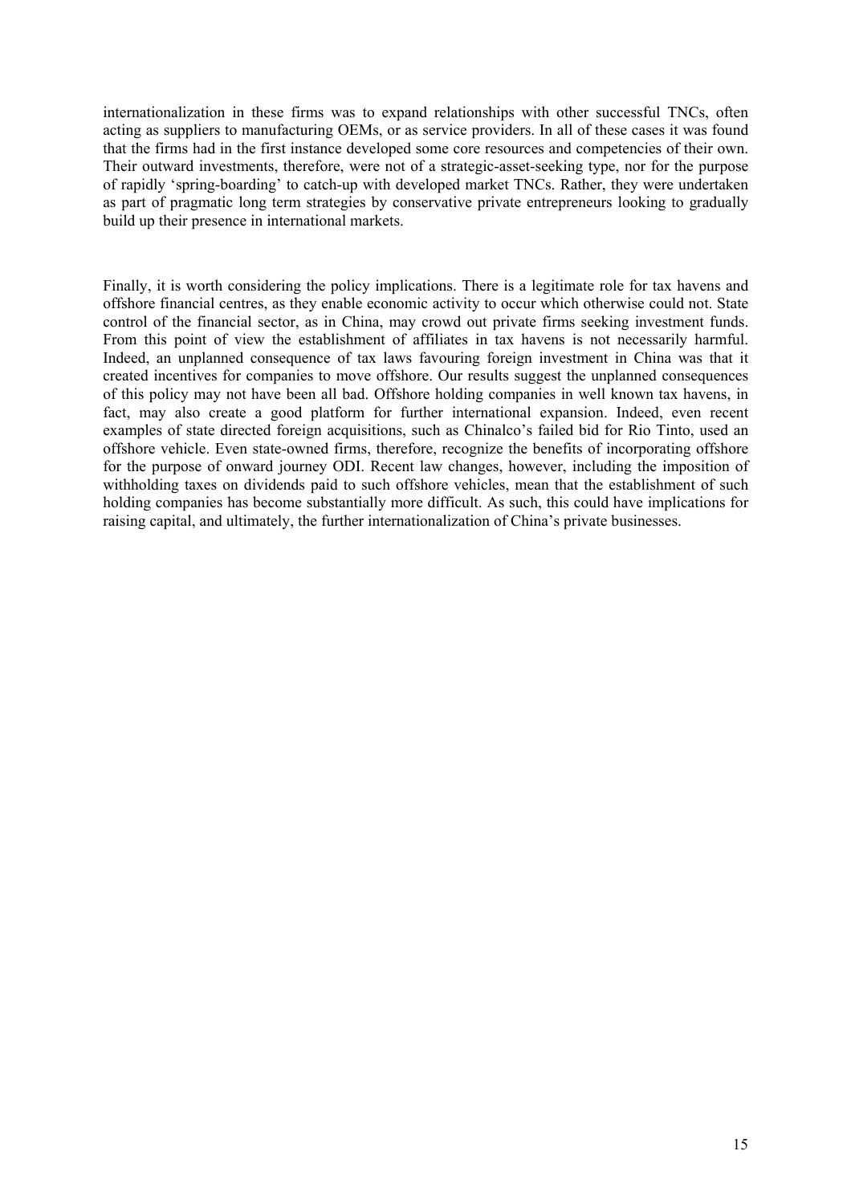internationalization in these firms was to expand relationships with other successful TNCs, often acting as suppliers to manufacturing OEMs, or as service providers. In all of these cases it was found that the firms had in the first instance developed some core resources and competencies of their own. Their outward investments, therefore, were not of a strategic-asset-seeking type, nor for the purpose of rapidly 'spring-boarding' to catch-up with developed market TNCs. Rather, they were undertaken as part of pragmatic long term strategies by conservative private entrepreneurs looking to gradually build up their presence in international markets.

Finally, it is worth considering the policy implications. There is a legitimate role for tax havens and offshore financial centres, as they enable economic activity to occur which otherwise could not. State control of the financial sector, as in China, may crowd out private firms seeking investment funds. From this point of view the establishment of affiliates in tax havens is not necessarily harmful. Indeed, an unplanned consequence of tax laws favouring foreign investment in China was that it created incentives for companies to move offshore. Our results suggest the unplanned consequences of this policy may not have been all bad. Offshore holding companies in well known tax havens, in fact, may also create a good platform for further international expansion. Indeed, even recent examples of state directed foreign acquisitions, such as Chinalco's failed bid for Rio Tinto, used an offshore vehicle. Even state-owned firms, therefore, recognize the benefits of incorporating offshore for the purpose of onward journey ODI. Recent law changes, however, including the imposition of withholding taxes on dividends paid to such offshore vehicles, mean that the establishment of such holding companies has become substantially more difficult. As such, this could have implications for raising capital, and ultimately, the further internationalization of China's private businesses.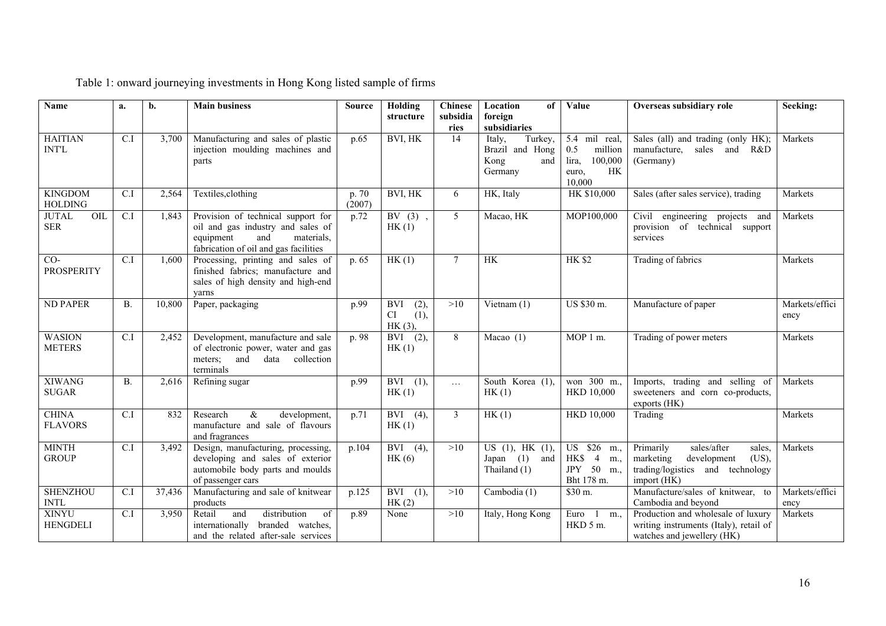Table 1: onward journeying investments in Hong Kong listed sample of firms

| Name | a. | b. | Main business | Source | Holding structure | Chinese subsidiaries | Location of foreign subsidiaries | Value | Overseas subsidiary role | Seeking: |
|---|---|---|---|---|---|---|---|---|---|---|
| HAITIAN INT'L | C.I | 3,700 | Manufacturing and sales of plastic injection moulding machines and parts | p.65 | BVI, HK | 14 | Italy, Turkey, Brazil and Hong Kong and Germany | 5.4 mil real, 0.5 million lira, 100,000 euro, HK 10,000 | Sales (all) and trading (only HK); manufacture, sales and R&D (Germany) | Markets |
| KINGDOM HOLDING | C.I | 2,564 | Textiles,clothing | p. 70 (2007) | BVI, HK | 6 | HK, Italy | HK $10,000 | Sales (after sales service), trading | Markets |
| JUTAL OIL SER | C.I | 1,843 | Provision of technical support for oil and gas industry and sales of equipment and materials, fabrication of oil and gas facilities | p.72 | BV (3) , HK (1) | 5 | Macao, HK | MOP100,000 | Civil engineering projects and provision of technical support services | Markets |
| CO-PROSPERITY | C.I | 1,600 | Processing, printing and sales of finished fabrics; manufacture and sales of high density and high-end yarns | p. 65 | HK (1) | 7 | HK | HK $2 | Trading of fabrics | Markets |
| ND PAPER | B. | 10,800 | Paper, packaging | p.99 | BVI (2), CI (1), HK (3), | >10 | Vietnam (1) | US $30 m. | Manufacture of paper | Markets/efficiency |
| WASION METERS | C.I | 2,452 | Development, manufacture and sale of electronic power, water and gas meters; and data collection terminals | p. 98 | BVI (2), HK (1) | 8 | Macao (1) | MOP 1 m. | Trading of power meters | Markets |
| XIWANG SUGAR | B. | 2,616 | Refining sugar | p.99 | BVI (1), HK (1) | … | South Korea (1), HK (1) | won 300 m., HKD 10,000 | Imports, trading and selling of sweeteners and corn co-products, exports (HK) | Markets |
| CHINA FLAVORS | C.I | 832 | Research & development, manufacture and sale of flavours and fragrances | p.71 | BVI (4), HK (1) | 3 | HK (1) | HKD 10,000 | Trading | Markets |
| MINTH GROUP | C.I | 3,492 | Design, manufacturing, processing, developing and sales of exterior automobile body parts and moulds of passenger cars | p.104 | BVI (4), HK (6) | >10 | US (1), HK (1), Japan (1) and Thailand (1) | US $26 m., HK$ 4 m., JPY 50 m., Bht 178 m. | Primarily sales/after sales, marketing development (US), trading/logistics and technology import (HK) | Markets |
| SHENZHOU INTL | C.I | 37,436 | Manufacturing and sale of knitwear products | p.125 | BVI (1), HK (2) | >10 | Cambodia (1) | $30 m. | Manufacture/sales of knitwear, to Cambodia and beyond | Markets/efficiency |
| XINYU HENGDELI | C.I | 3,950 | Retail and distribution of internationally branded watches, and the related after-sale services | p.89 | None | >10 | Italy, Hong Kong | Euro 1 m., HKD 5 m. | Production and wholesale of luxury writing instruments (Italy), retail of watches and jewellery (HK) | Markets |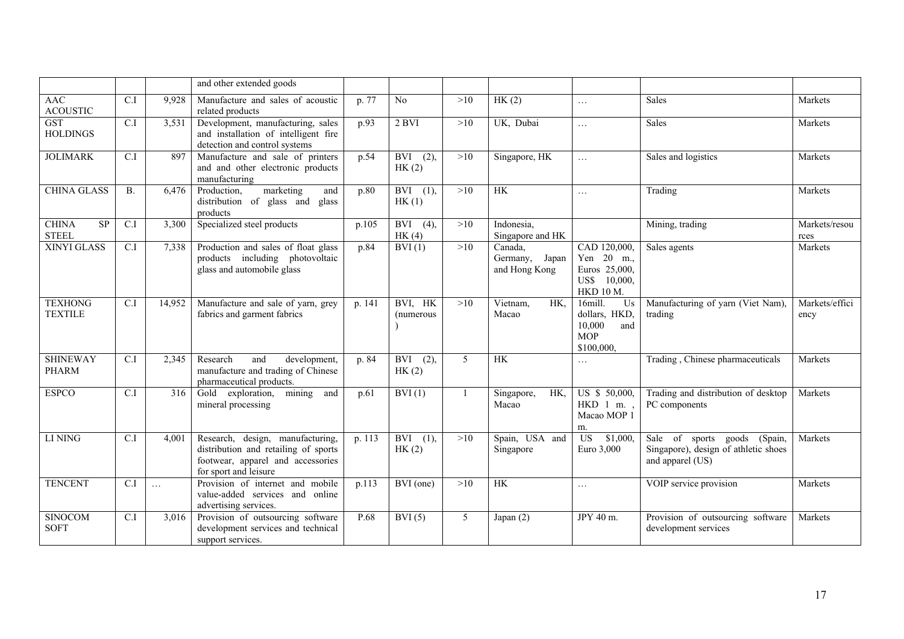| | | | and other extended goods | | | | | | | |
|---|---|---|---|---|---|---|---|---|---|---|
| AAC ACOUSTIC | C.I | 9,928 | Manufacture and sales of acoustic related products | p. 77 | No | >10 | HK (2) | … | Sales | Markets |
| GST HOLDINGS | C.I | 3,531 | Development, manufacturing, sales and installation of intelligent fire detection and control systems | p.93 | 2 BVI | >10 | UK, Dubai | … | Sales | Markets |
| JOLIMARK | C.I | 897 | Manufacture and sale of printers and and other electronic products manufacturing | p.54 | BVI (2), HK (2) | >10 | Singapore, HK | … | Sales and logistics | Markets |
| CHINA GLASS | B. | 6,476 | Production, marketing and distribution of glass and glass products | p.80 | BVI (1), HK (1) | >10 | HK | … | Trading | Markets |
| CHINA SP STEEL | C.I | 3,300 | Specialized steel products | p.105 | BVI (4), HK (4) | >10 | Indonesia, Singapore and HK | | Mining, trading | Markets/resources |
| XINYI GLASS | C.I | 7,338 | Production and sales of float glass products including photovoltaic glass and automobile glass | p.84 | BVI (1) | >10 | Canada, Germany, Japan and Hong Kong | CAD 120,000, Yen 20 m., Euros 25,000, US$ 10,000, HKD 10 M. | Sales agents | Markets |
| TEXHONG TEXTILE | C.I | 14,952 | Manufacture and sale of yarn, grey fabrics and garment fabrics | p. 141 | BVI, HK (numerous) | >10 | Vietnam, HK, Macao | 16mill. Us dollars, HKD, 10,000 and MOP $100,000, | Manufacturing of yarn (Viet Nam), trading | Markets/efficiency |
| SHINEWAY PHARM | C.I | 2,345 | Research and development, manufacture and trading of Chinese pharmaceutical products. | p. 84 | BVI (2), HK (2) | 5 | HK | … | Trading , Chinese pharmaceuticals | Markets |
| ESPCO | C.I | 316 | Gold exploration, mining and mineral processing | p.61 | BVI (1) | 1 | Singapore, HK, Macao | US $ 50,000, HKD 1 m. , Macao MOP 1 m. | Trading and distribution of desktop PC components | Markets |
| LI NING | C.I | 4,001 | Research, design, manufacturing, distribution and retailing of sports footwear, apparel and accessories for sport and leisure | p. 113 | BVI (1), HK (2) | >10 | Spain, USA and Singapore | US $1,000, Euro 3,000 | Sale of sports goods (Spain, Singapore), design of athletic shoes and apparel (US) | Markets |
| TENCENT | C.I | … | Provision of internet and mobile value-added services and online advertising services. | p.113 | BVI (one) | >10 | HK | … | VOIP service provision | Markets |
| SINOCOM SOFT | C.I | 3,016 | Provision of outsourcing software development services and technical support services. | P.68 | BVI (5) | 5 | Japan (2) | JPY 40 m. | Provision of outsourcing software development services | Markets |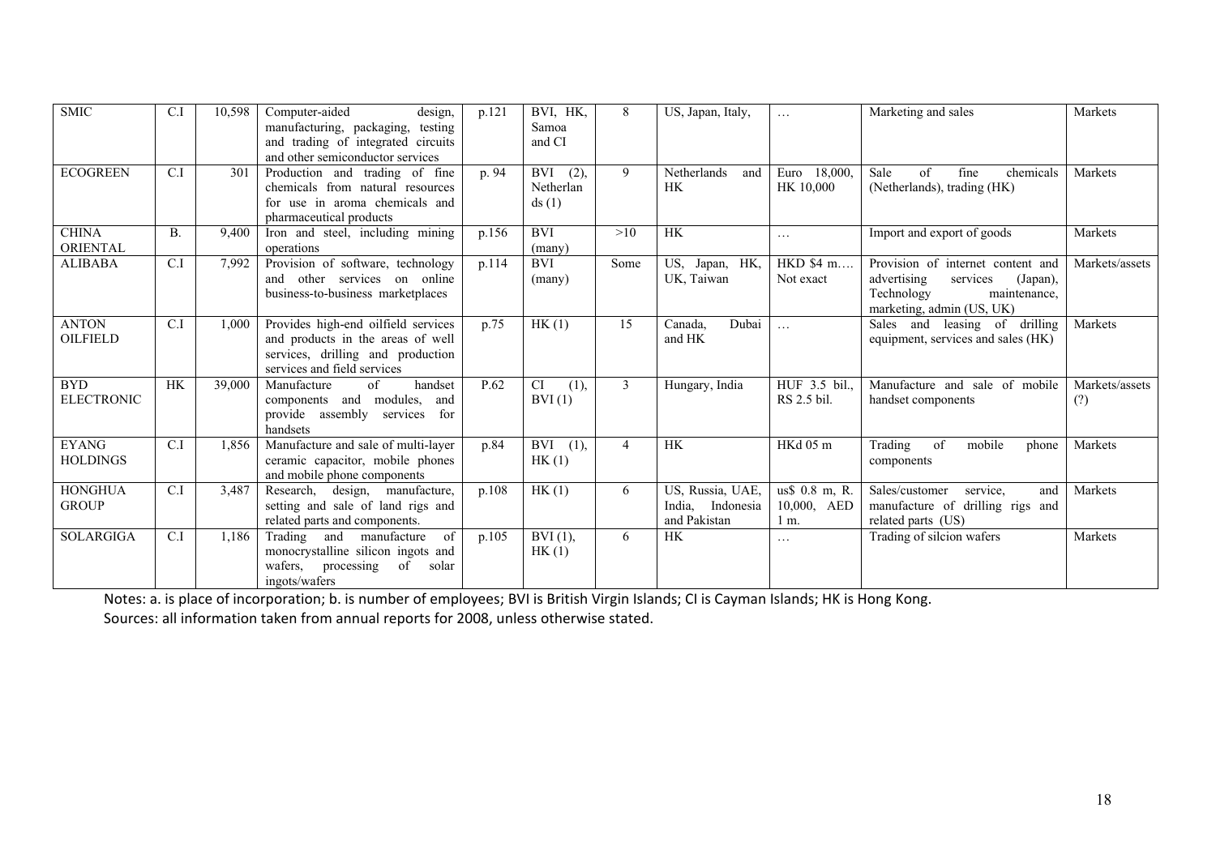| SMIC | C.I | 10,598 | Computer-aided design, manufacturing, packaging, testing and trading of integrated circuits and other semiconductor services | p.121 | BVI, HK, Samoa and CI | 8 | US, Japan, Italy, | … | Marketing and sales | Markets |
|---|---|---|---|---|---|---|---|---|---|---|
| ECOGREEN | C.I | 301 | Production and trading of fine chemicals from natural resources for use in aroma chemicals and pharmaceutical products | p. 94 | BVI (2), Netherlands (1) | 9 | Netherlands and HK | Euro 18,000, HK 10,000 | Sale of fine chemicals (Netherlands), trading (HK) | Markets |
| CHINA ORIENTAL | B. | 9,400 | Iron and steel, including mining operations | p.156 | BVI (many) | >10 | HK | … | Import and export of goods | Markets |
| ALIBABA | C.I | 7,992 | Provision of software, technology and other services on online business-to-business marketplaces | p.114 | BVI (many) | Some | US, Japan, HK, UK, Taiwan | HKD $4 m…. Not exact | Provision of internet content and advertising services (Japan), Technology maintenance, marketing, admin (US, UK) | Markets/assets |
| ANTON OILFIELD | C.I | 1,000 | Provides high-end oilfield services and products in the areas of well services, drilling and production services and field services | p.75 | HK (1) | 15 | Canada, Dubai and HK | … | Sales and leasing of drilling equipment, services and sales (HK) | Markets |
| BYD ELECTRONIC | HK | 39,000 | Manufacture of handset components and modules, and provide assembly services for handsets | P.62 | CI (1), BVI (1) | 3 | Hungary, India | HUF 3.5 bil., RS 2.5 bil. | Manufacture and sale of mobile handset components | Markets/assets (?) |
| EYANG HOLDINGS | C.I | 1,856 | Manufacture and sale of multi-layer ceramic capacitor, mobile phones and mobile phone components | p.84 | BVI (1), HK (1) | 4 | HK | HKd 05 m | Trading of mobile phone components | Markets |
| HONGHUA GROUP | C.I | 3,487 | Research, design, manufacture, setting and sale of land rigs and related parts and components. | p.108 | HK (1) | 6 | US, Russia, UAE, India, Indonesia and Pakistan | us$ 0.8 m, R. 10,000, AED 1 m. | Sales/customer service, and manufacture of drilling rigs and related parts (US) | Markets |
| SOLARGIGA | C.I | 1,186 | Trading and manufacture of monocrystalline silicon ingots and wafers, processing of solar ingots/wafers | p.105 | BVI (1), HK (1) | 6 | HK | … | Trading of silcion wafers | Markets |

Notes: a. is place of incorporation; b. is number of employees; BVI is British Virgin Islands; CI is Cayman Islands; HK is Hong Kong.
Sources: all information taken from annual reports for 2008, unless otherwise stated.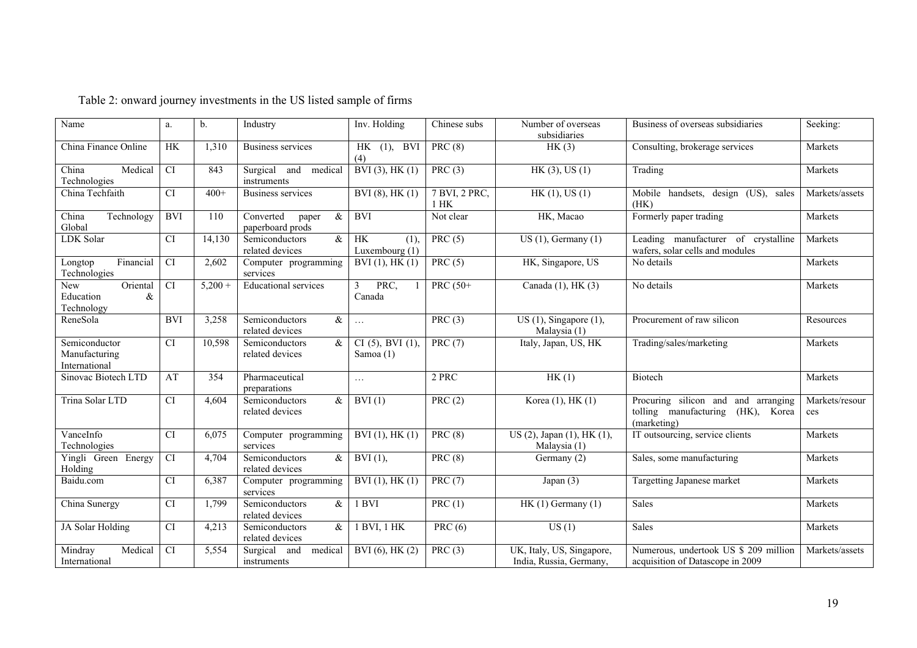Table 2: onward journey investments in the US listed sample of firms

| Name | a. | b. | Industry | Inv. Holding | Chinese subs | Number of overseas subsidiaries | Business of overseas subsidiaries | Seeking: |
|---|---|---|---|---|---|---|---|---|
| China Finance Online | HK | 1,310 | Business services | HK (1), BVI (4) | PRC (8) | HK (3) | Consulting, brokerage services | Markets |
| China Medical Technologies | CI | 843 | Surgical and medical instruments | BVI (3), HK (1) | PRC (3) | HK (3), US (1) | Trading | Markets |
| China Techfaith | CI | 400+ | Business services | BVI (8), HK (1) | 7 BVI, 2 PRC, 1 HK | HK (1), US (1) | Mobile handsets, design (US), sales (HK) | Markets/assets |
| China Technology Global | BVI | 110 | Converted paper & paperboard prods | BVI | Not clear | HK, Macao | Formerly paper trading | Markets |
| LDK Solar | CI | 14,130 | Semiconductors & related devices | HK (1), Luxembourg (1) | PRC (5) | US (1), Germany (1) | Leading manufacturer of crystalline wafers, solar cells and modules | Markets |
| Longtop Financial Technologies | CI | 2,602 | Computer programming services | BVI (1), HK (1) | PRC (5) | HK, Singapore, US | No details | Markets |
| New Oriental Education & Technology | CI | 5,200 + | Educational services | 3 PRC, 1 Canada | PRC (50+ | Canada (1), HK (3) | No details | Markets |
| ReneSola | BVI | 3,258 | Semiconductors & related devices | … | PRC (3) | US (1), Singapore (1), Malaysia (1) | Procurement of raw silicon | Resources |
| Semiconductor Manufacturing International | CI | 10,598 | Semiconductors & related devices | CI (5), BVI (1), Samoa (1) | PRC (7) | Italy, Japan, US, HK | Trading/sales/marketing | Markets |
| Sinovac Biotech LTD | AT | 354 | Pharmaceutical preparations | … | 2 PRC | HK (1) | Biotech | Markets |
| Trina Solar LTD | CI | 4,604 | Semiconductors & related devices | BVI (1) | PRC (2) | Korea (1), HK (1) | Procuring silicon and and arranging tolling manufacturing (HK), Korea (marketing) | Markets/resources |
| VanceInfo Technologies | CI | 6,075 | Computer programming services | BVI (1), HK (1) | PRC (8) | US (2), Japan (1), HK (1), Malaysia (1) | IT outsourcing, service clients | Markets |
| Yingli Green Energy Holding | CI | 4,704 | Semiconductors & related devices | BVI (1), | PRC (8) | Germany (2) | Sales, some manufacturing | Markets |
| Baidu.com | CI | 6,387 | Computer programming services | BVI (1), HK (1) | PRC (7) | Japan (3) | Targetting Japanese market | Markets |
| China Sunergy | CI | 1,799 | Semiconductors & related devices | 1 BVI | PRC (1) | HK (1) Germany (1) | Sales | Markets |
| JA Solar Holding | CI | 4,213 | Semiconductors & related devices | 1 BVI, 1 HK | PRC (6) | US (1) | Sales | Markets |
| Mindray Medical International | CI | 5,554 | Surgical and medical instruments | BVI (6), HK (2) | PRC (3) | UK, Italy, US, Singapore, India, Russia, Germany, | Numerous, undertook US $ 209 million acquisition of Datascope in 2009 | Markets/assets |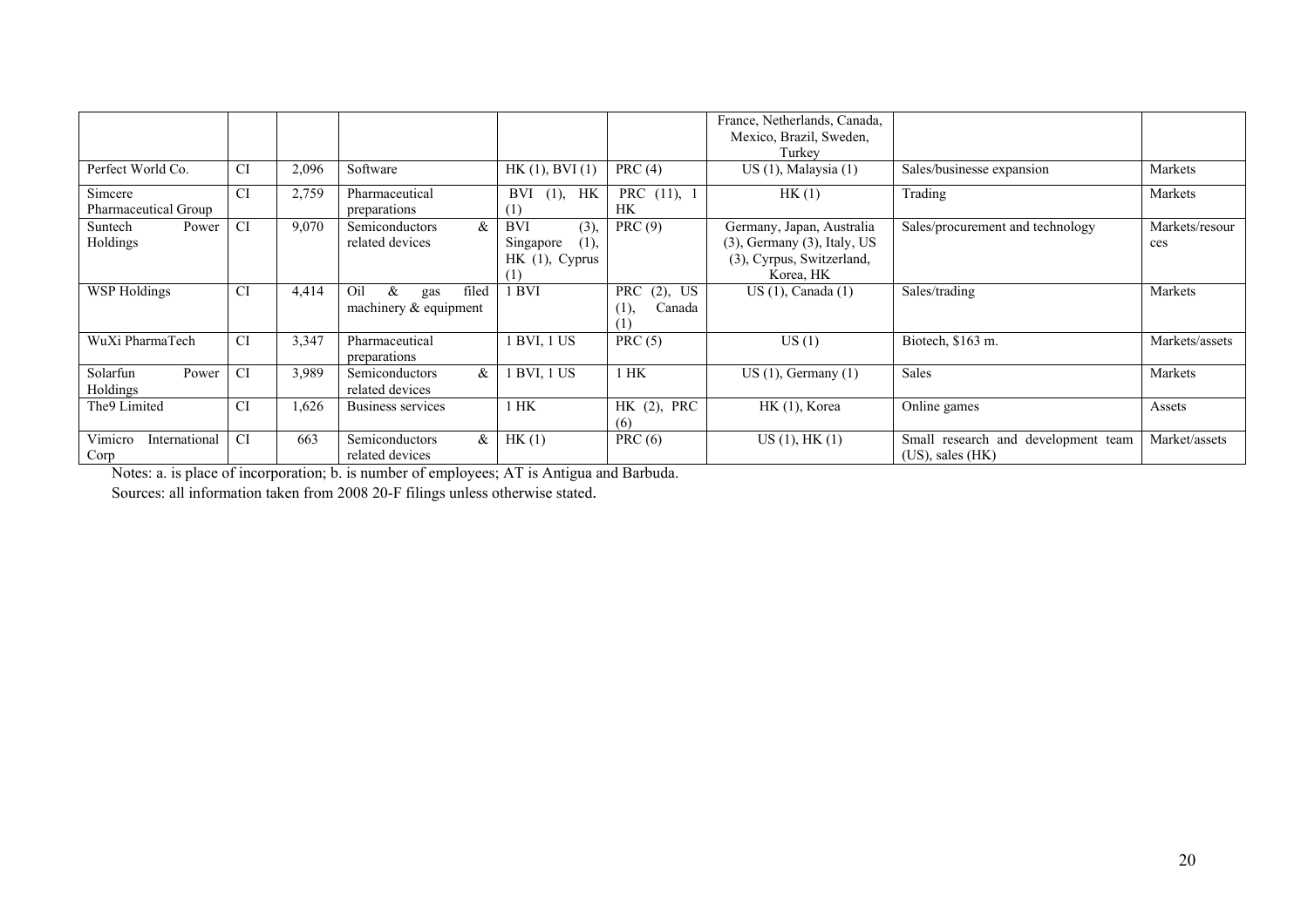| | | | | | | France, Netherlands, Canada, Mexico, Brazil, Sweden, Turkey | | |
|---|---|---|---|---|---|---|---|---|
| Perfect World Co. | CI | 2,096 | Software | HK (1), BVI (1) | PRC (4) | US (1), Malaysia (1) | Sales/businesse expansion | Markets |
| Simcere Pharmaceutical Group | CI | 2,759 | Pharmaceutical preparations | BVI (1), HK (1) | PRC (11), 1 HK | HK (1) | Trading | Markets |
| Suntech Power Holdings | CI | 9,070 | Semiconductors & related devices | BVI (3), Singapore (1), HK (1), Cyprus (1) | PRC (9) | Germany, Japan, Australia (3), Germany (3), Italy, US (3), Cyrpus, Switzerland, Korea, HK | Sales/procurement and technology | Markets/resources |
| WSP Holdings | CI | 4,414 | Oil & gas filed machinery & equipment | 1 BVI | PRC (2), US (1), Canada (1) | US (1), Canada (1) | Sales/trading | Markets |
| WuXi PharmaTech | CI | 3,347 | Pharmaceutical preparations | 1 BVI, 1 US | PRC (5) | US (1) | Biotech, \$163 m. | Markets/assets |
| Solarfun Power Holdings | CI | 3,989 | Semiconductors & related devices | 1 BVI, 1 US | 1 HK | US (1), Germany (1) | Sales | Markets |
| The9 Limited | CI | 1,626 | Business services | 1 HK | HK (2), PRC (6) | HK (1), Korea | Online games | Assets |
| Vimicro International Corp | CI | 663 | Semiconductors & related devices | HK (1) | PRC (6) | US (1), HK (1) | Small research and development team (US), sales (HK) | Market/assets |

Notes: a. is place of incorporation; b. is number of employees; AT is Antigua and Barbuda.

Sources: all information taken from 2008 20-F filings unless otherwise stated.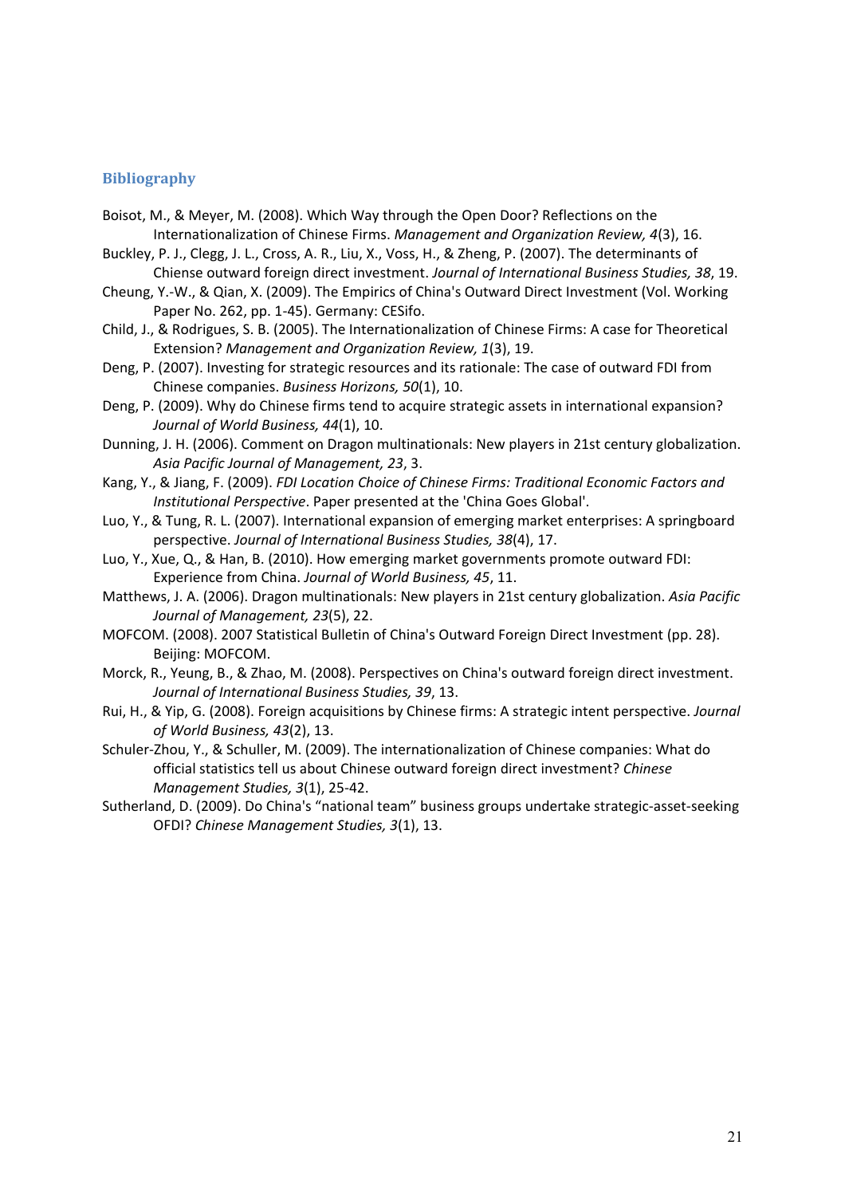## Bibliography

Boisot, M., & Meyer, M. (2008). Which Way through the Open Door? Reflections on the Internationalization of Chinese Firms. *Management and Organization Review, 4*(3), 16.

Buckley, P. J., Clegg, J. L., Cross, A. R., Liu, X., Voss, H., & Zheng, P. (2007). The determinants of Chiense outward foreign direct investment. *Journal of International Business Studies, 38*, 19.

Cheung, Y.-W., & Qian, X. (2009). The Empirics of China's Outward Direct Investment (Vol. Working Paper No. 262, pp. 1-45). Germany: CESifo.

Child, J., & Rodrigues, S. B. (2005). The Internationalization of Chinese Firms: A case for Theoretical Extension? *Management and Organization Review, 1*(3), 19.

Deng, P. (2007). Investing for strategic resources and its rationale: The case of outward FDI from Chinese companies. *Business Horizons, 50*(1), 10.

Deng, P. (2009). Why do Chinese firms tend to acquire strategic assets in international expansion? *Journal of World Business, 44*(1), 10.

Dunning, J. H. (2006). Comment on Dragon multinationals: New players in 21st century globalization. *Asia Pacific Journal of Management, 23*, 3.

Kang, Y., & Jiang, F. (2009). *FDI Location Choice of Chinese Firms: Traditional Economic Factors and Institutional Perspective*. Paper presented at the 'China Goes Global'.

Luo, Y., & Tung, R. L. (2007). International expansion of emerging market enterprises: A springboard perspective. *Journal of International Business Studies, 38*(4), 17.

Luo, Y., Xue, Q., & Han, B. (2010). How emerging market governments promote outward FDI: Experience from China. *Journal of World Business, 45*, 11.

Matthews, J. A. (2006). Dragon multinationals: New players in 21st century globalization. *Asia Pacific Journal of Management, 23*(5), 22.

MOFCOM. (2008). 2007 Statistical Bulletin of China's Outward Foreign Direct Investment (pp. 28). Beijing: MOFCOM.

Morck, R., Yeung, B., & Zhao, M. (2008). Perspectives on China's outward foreign direct investment. *Journal of International Business Studies, 39*, 13.

Rui, H., & Yip, G. (2008). Foreign acquisitions by Chinese firms: A strategic intent perspective. *Journal of World Business, 43*(2), 13.

Schuler-Zhou, Y., & Schuller, M. (2009). The internationalization of Chinese companies: What do official statistics tell us about Chinese outward foreign direct investment? *Chinese Management Studies, 3*(1), 25-42.

Sutherland, D. (2009). Do China's "national team" business groups undertake strategic-asset-seeking OFDI? *Chinese Management Studies, 3*(1), 13.